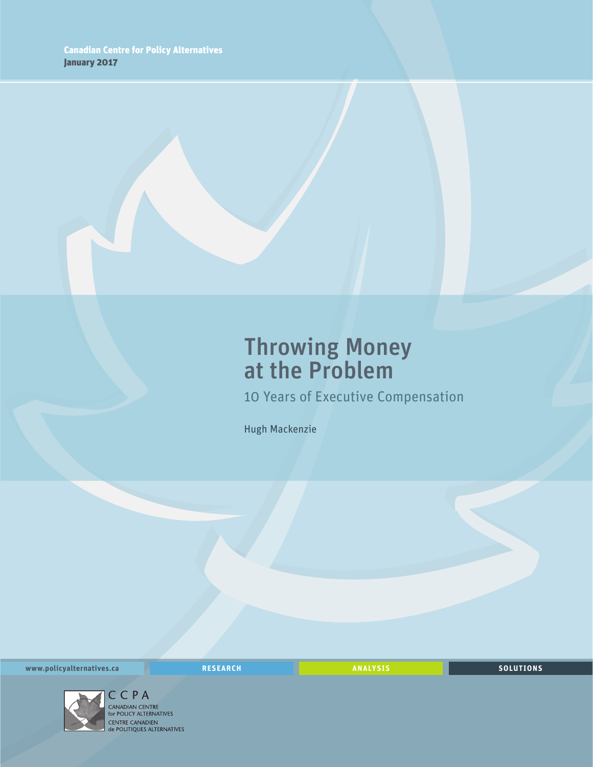Canadian Centre for Policy Alternatives
January 2017

# Throwing Money at the Problem

## 10 Years of Executive Compensation

Hugh Mackenzie

www.policyalternatives.ca RESEARCH ANALYSIS SOLUTIONS

CCPA
CANADIAN CENTRE for POLICY ALTERNATIVES
CENTRE CANADIEN de POLITIQUES ALTERNATIVES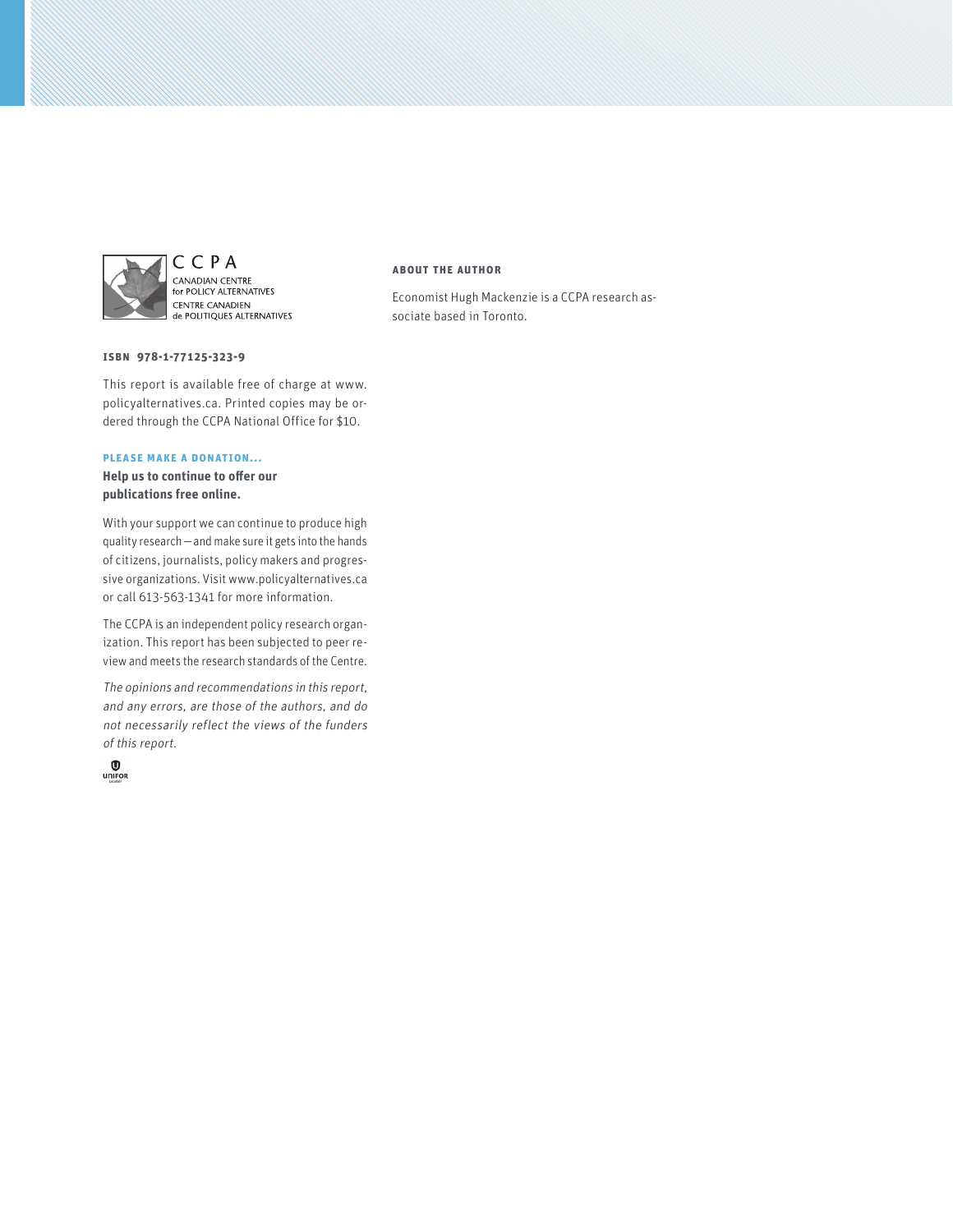**ISBN 978-1-77125-323-9**

This report is available free of charge at www.policyalternatives.ca. Printed copies may be ordered through the CCPA National Office for $10.

**PLEASE MAKE A DONATION...**

**Help us to continue to offer our publications free online.**

With your support we can continue to produce high quality research — and make sure it gets into the hands of citizens, journalists, policy makers and progressive organizations. Visit www.policyalternatives.ca or call 613-563-1341 for more information.

The CCPA is an independent policy research organization. This report has been subjected to peer review and meets the research standards of the Centre.

*The opinions and recommendations in this report, and any errors, are those of the authors, and do not necessarily reflect the views of the funders of this report.*

**ABOUT THE AUTHOR**

Economist Hugh Mackenzie is a CCPA research associate based in Toronto.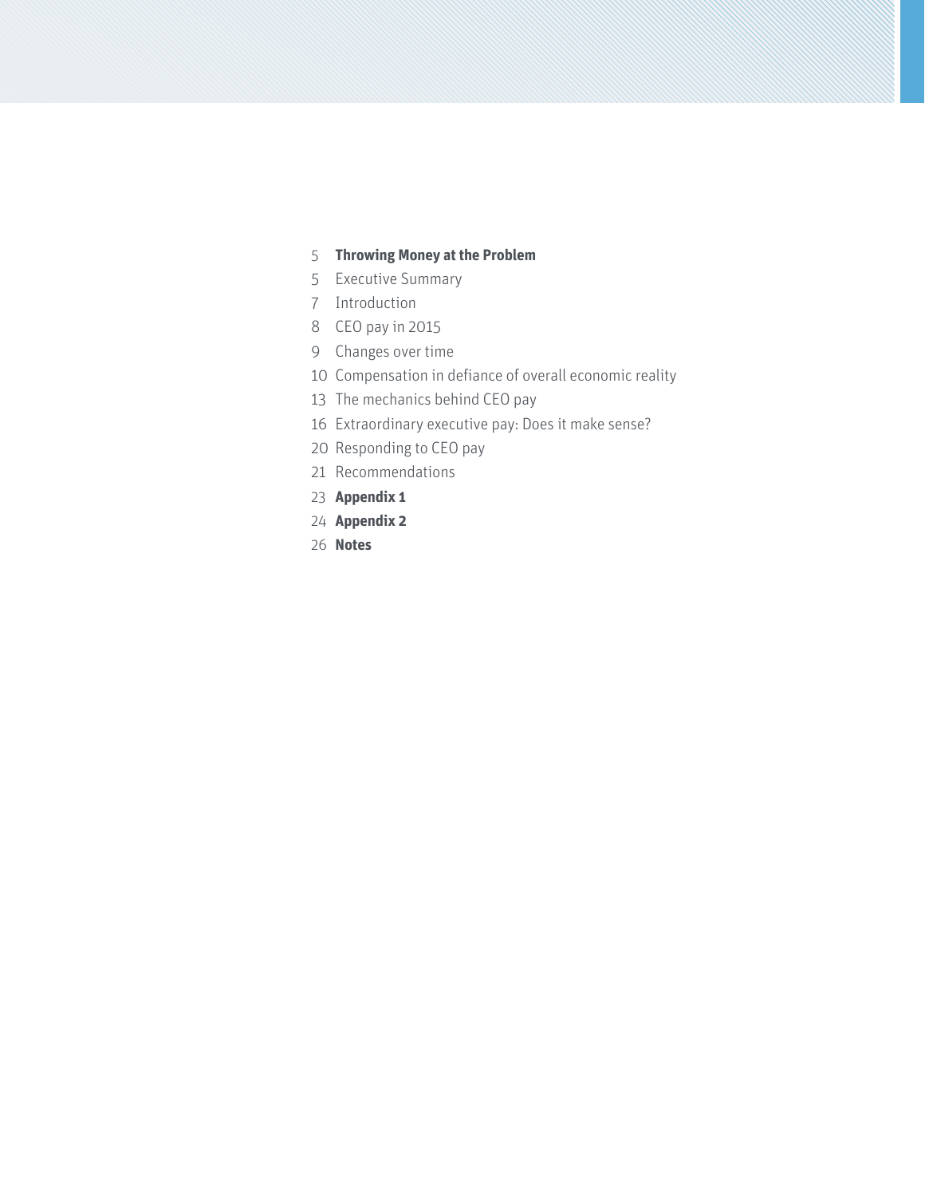5 **Throwing Money at the Problem**

5 Executive Summary

7 Introduction

8 CEO pay in 2015

9 Changes over time

10 Compensation in defiance of overall economic reality

13 The mechanics behind CEO pay

16 Extraordinary executive pay: Does it make sense?

20 Responding to CEO pay

21 Recommendations

23 **Appendix 1**

24 **Appendix 2**

26 **Notes**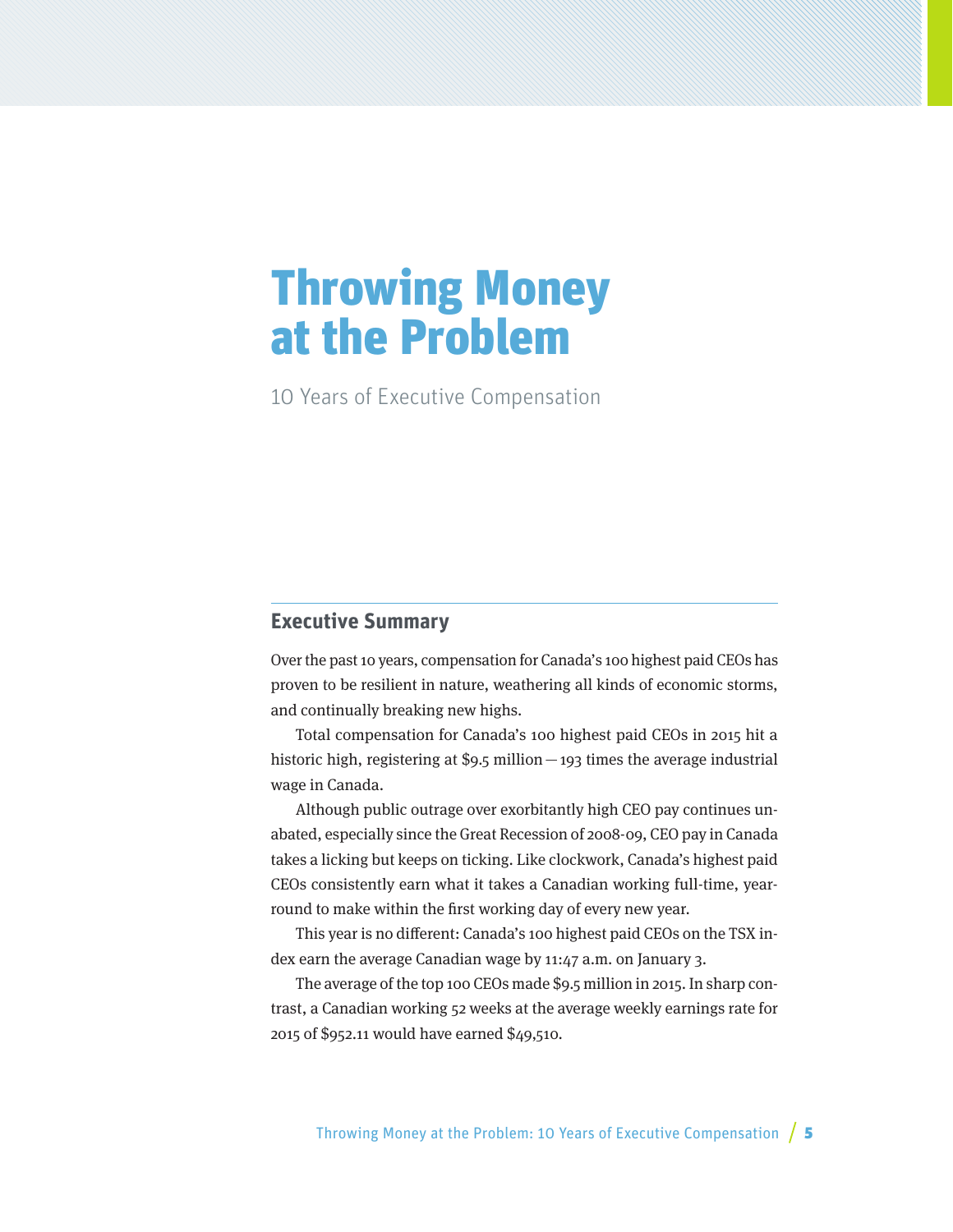# Throwing Money at the Problem

10 Years of Executive Compensation

## Executive Summary

Over the past 10 years, compensation for Canada's 100 highest paid CEOs has proven to be resilient in nature, weathering all kinds of economic storms, and continually breaking new highs.

Total compensation for Canada's 100 highest paid CEOs in 2015 hit a historic high, registering at $9.5 million — 193 times the average industrial wage in Canada.

Although public outrage over exorbitantly high CEO pay continues unabated, especially since the Great Recession of 2008-09, CEO pay in Canada takes a licking but keeps on ticking. Like clockwork, Canada's highest paid CEOs consistently earn what it takes a Canadian working full-time, year-round to make within the first working day of every new year.

This year is no different: Canada's 100 highest paid CEOs on the TSX index earn the average Canadian wage by 11:47 a.m. on January 3.

The average of the top 100 CEOs made $9.5 million in 2015. In sharp contrast, a Canadian working 52 weeks at the average weekly earnings rate for 2015 of $952.11 would have earned $49,510.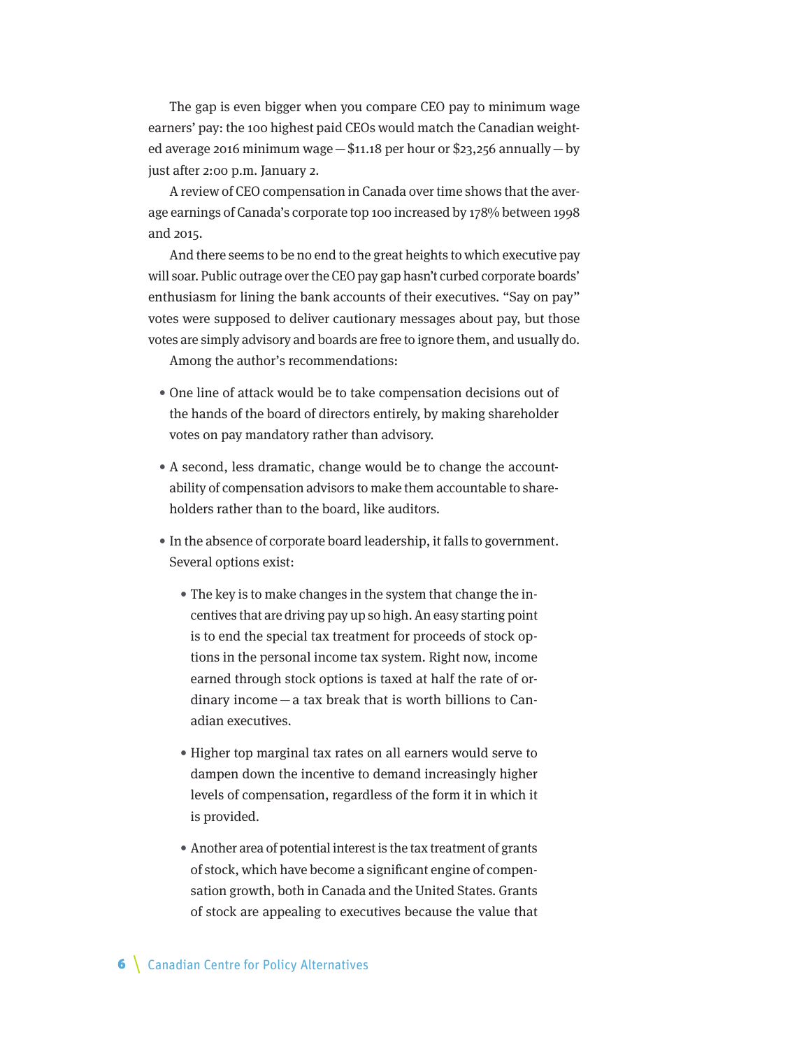The gap is even bigger when you compare CEO pay to minimum wage earners' pay: the 100 highest paid CEOs would match the Canadian weighted average 2016 minimum wage — $11.18 per hour or $23,256 annually — by just after 2:00 p.m. January 2.

A review of CEO compensation in Canada over time shows that the average earnings of Canada's corporate top 100 increased by 178% between 1998 and 2015.

And there seems to be no end to the great heights to which executive pay will soar. Public outrage over the CEO pay gap hasn't curbed corporate boards' enthusiasm for lining the bank accounts of their executives. "Say on pay" votes were supposed to deliver cautionary messages about pay, but those votes are simply advisory and boards are free to ignore them, and usually do.

Among the author's recommendations:

- One line of attack would be to take compensation decisions out of the hands of the board of directors entirely, by making shareholder votes on pay mandatory rather than advisory.
- A second, less dramatic, change would be to change the accountability of compensation advisors to make them accountable to shareholders rather than to the board, like auditors.
- In the absence of corporate board leadership, it falls to government. Several options exist:
  - The key is to make changes in the system that change the incentives that are driving pay up so high. An easy starting point is to end the special tax treatment for proceeds of stock options in the personal income tax system. Right now, income earned through stock options is taxed at half the rate of ordinary income — a tax break that is worth billions to Canadian executives.
  - Higher top marginal tax rates on all earners would serve to dampen down the incentive to demand increasingly higher levels of compensation, regardless of the form it in which it is provided.
  - Another area of potential interest is the tax treatment of grants of stock, which have become a significant engine of compensation growth, both in Canada and the United States. Grants of stock are appealing to executives because the value that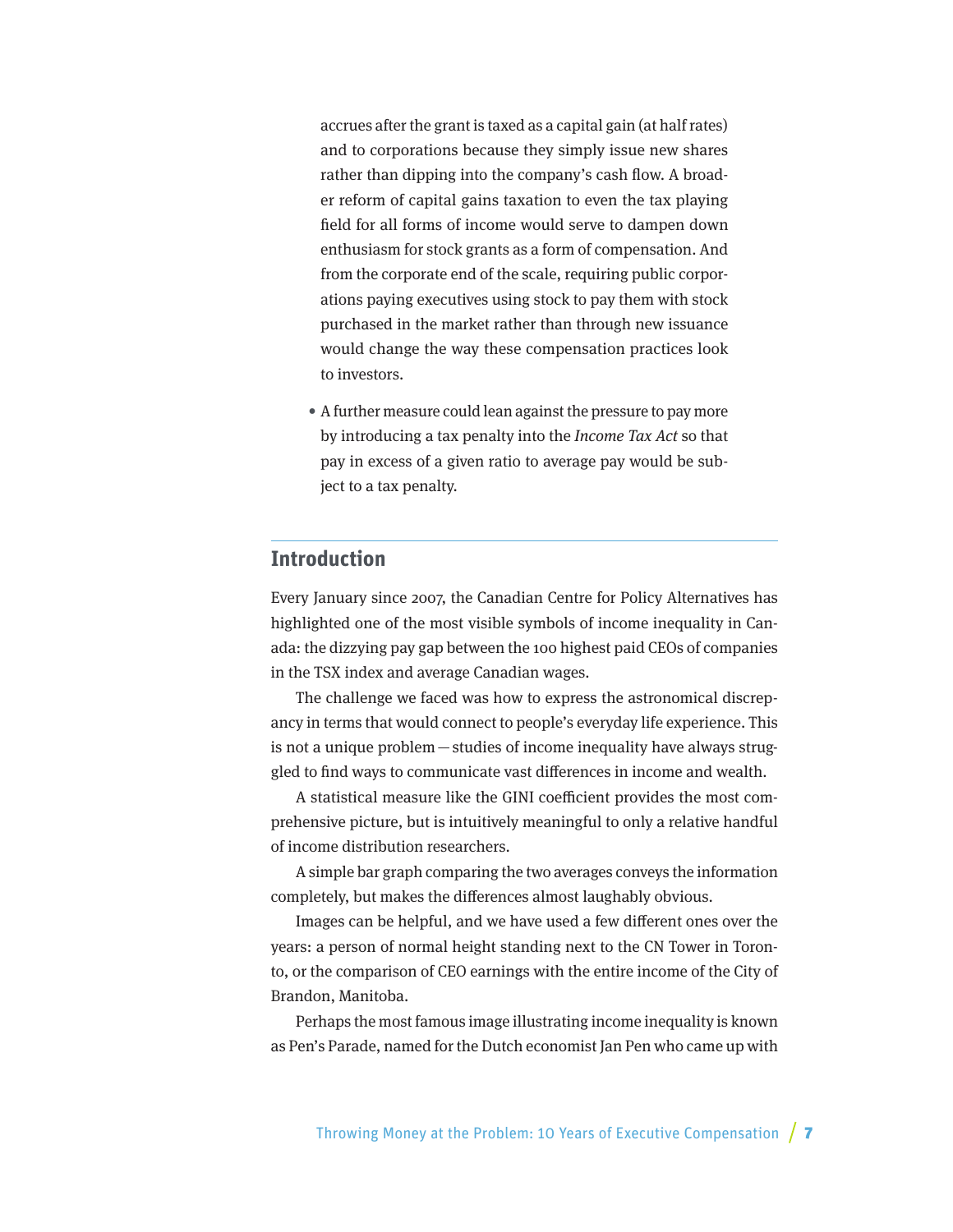accrues after the grant is taxed as a capital gain (at half rates) and to corporations because they simply issue new shares rather than dipping into the company's cash flow. A broader reform of capital gains taxation to even the tax playing field for all forms of income would serve to dampen down enthusiasm for stock grants as a form of compensation. And from the corporate end of the scale, requiring public corporations paying executives using stock to pay them with stock purchased in the market rather than through new issuance would change the way these compensation practices look to investors.

- A further measure could lean against the pressure to pay more by introducing a tax penalty into the *Income Tax Act* so that pay in excess of a given ratio to average pay would be subject to a tax penalty.

## Introduction

Every January since 2007, the Canadian Centre for Policy Alternatives has highlighted one of the most visible symbols of income inequality in Canada: the dizzying pay gap between the 100 highest paid CEOs of companies in the TSX index and average Canadian wages.

The challenge we faced was how to express the astronomical discrepancy in terms that would connect to people's everyday life experience. This is not a unique problem — studies of income inequality have always struggled to find ways to communicate vast differences in income and wealth.

A statistical measure like the GINI coefficient provides the most comprehensive picture, but is intuitively meaningful to only a relative handful of income distribution researchers.

A simple bar graph comparing the two averages conveys the information completely, but makes the differences almost laughably obvious.

Images can be helpful, and we have used a few different ones over the years: a person of normal height standing next to the CN Tower in Toronto, or the comparison of CEO earnings with the entire income of the City of Brandon, Manitoba.

Perhaps the most famous image illustrating income inequality is known as Pen's Parade, named for the Dutch economist Jan Pen who came up with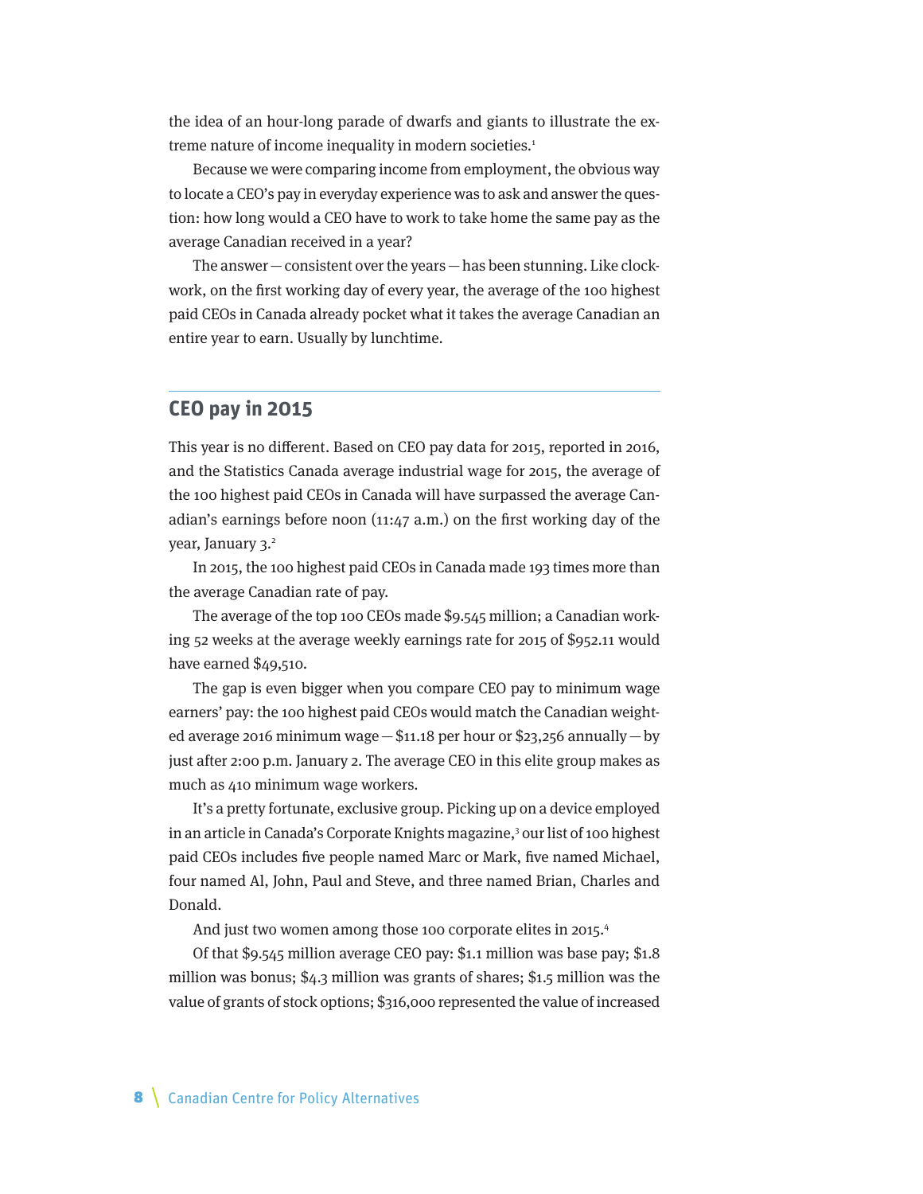the idea of an hour-long parade of dwarfs and giants to illustrate the extreme nature of income inequality in modern societies.[1]

Because we were comparing income from employment, the obvious way to locate a CEO's pay in everyday experience was to ask and answer the question: how long would a CEO have to work to take home the same pay as the average Canadian received in a year?

The answer — consistent over the years — has been stunning. Like clockwork, on the first working day of every year, the average of the 100 highest paid CEOs in Canada already pocket what it takes the average Canadian an entire year to earn. Usually by lunchtime.

## CEO pay in 2015

This year is no different. Based on CEO pay data for 2015, reported in 2016, and the Statistics Canada average industrial wage for 2015, the average of the 100 highest paid CEOs in Canada will have surpassed the average Canadian's earnings before noon (11:47 a.m.) on the first working day of the year, January 3.[2]

In 2015, the 100 highest paid CEOs in Canada made 193 times more than the average Canadian rate of pay.

The average of the top 100 CEOs made $9.545 million; a Canadian working 52 weeks at the average weekly earnings rate for 2015 of $952.11 would have earned $49,510.

The gap is even bigger when you compare CEO pay to minimum wage earners' pay: the 100 highest paid CEOs would match the Canadian weighted average 2016 minimum wage — $11.18 per hour or $23,256 annually — by just after 2:00 p.m. January 2. The average CEO in this elite group makes as much as 410 minimum wage workers.

It's a pretty fortunate, exclusive group. Picking up on a device employed in an article in Canada's Corporate Knights magazine,[3] our list of 100 highest paid CEOs includes five people named Marc or Mark, five named Michael, four named Al, John, Paul and Steve, and three named Brian, Charles and Donald.

And just two women among those 100 corporate elites in 2015.[4]

Of that $9.545 million average CEO pay: $1.1 million was base pay; $1.8 million was bonus; $4.3 million was grants of shares; $1.5 million was the value of grants of stock options; $316,000 represented the value of increased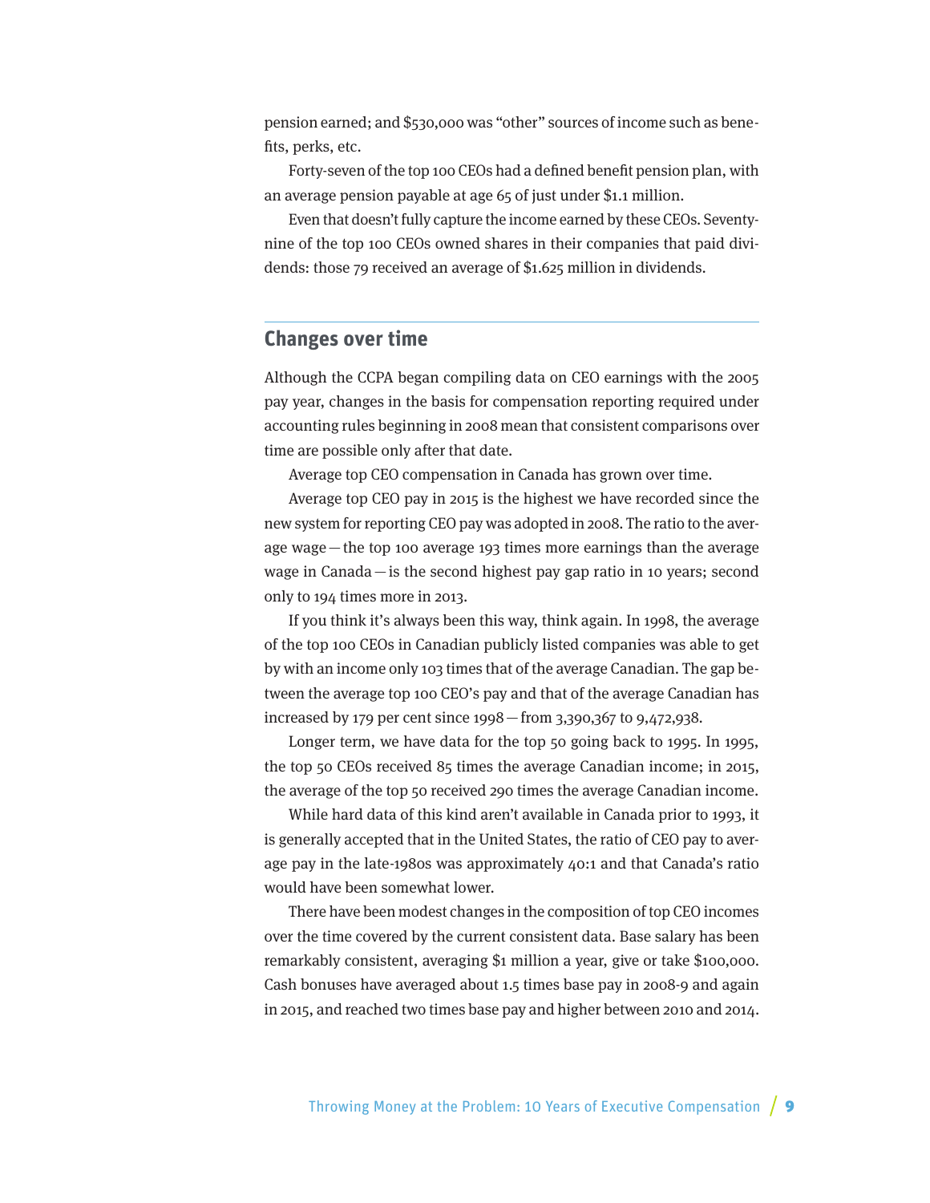pension earned; and $530,000 was "other" sources of income such as benefits, perks, etc.

Forty-seven of the top 100 CEOs had a defined benefit pension plan, with an average pension payable at age 65 of just under $1.1 million.

Even that doesn't fully capture the income earned by these CEOs. Seventy-nine of the top 100 CEOs owned shares in their companies that paid dividends: those 79 received an average of $1.625 million in dividends.

## Changes over time

Although the CCPA began compiling data on CEO earnings with the 2005 pay year, changes in the basis for compensation reporting required under accounting rules beginning in 2008 mean that consistent comparisons over time are possible only after that date.

Average top CEO compensation in Canada has grown over time.

Average top CEO pay in 2015 is the highest we have recorded since the new system for reporting CEO pay was adopted in 2008. The ratio to the average wage—the top 100 average 193 times more earnings than the average wage in Canada—is the second highest pay gap ratio in 10 years; second only to 194 times more in 2013.

If you think it's always been this way, think again. In 1998, the average of the top 100 CEOs in Canadian publicly listed companies was able to get by with an income only 103 times that of the average Canadian. The gap between the average top 100 CEO's pay and that of the average Canadian has increased by 179 per cent since 1998—from 3,390,367 to 9,472,938.

Longer term, we have data for the top 50 going back to 1995. In 1995, the top 50 CEOs received 85 times the average Canadian income; in 2015, the average of the top 50 received 290 times the average Canadian income.

While hard data of this kind aren't available in Canada prior to 1993, it is generally accepted that in the United States, the ratio of CEO pay to average pay in the late-1980s was approximately 40:1 and that Canada's ratio would have been somewhat lower.

There have been modest changes in the composition of top CEO incomes over the time covered by the current consistent data. Base salary has been remarkably consistent, averaging $1 million a year, give or take $100,000. Cash bonuses have averaged about 1.5 times base pay in 2008-9 and again in 2015, and reached two times base pay and higher between 2010 and 2014.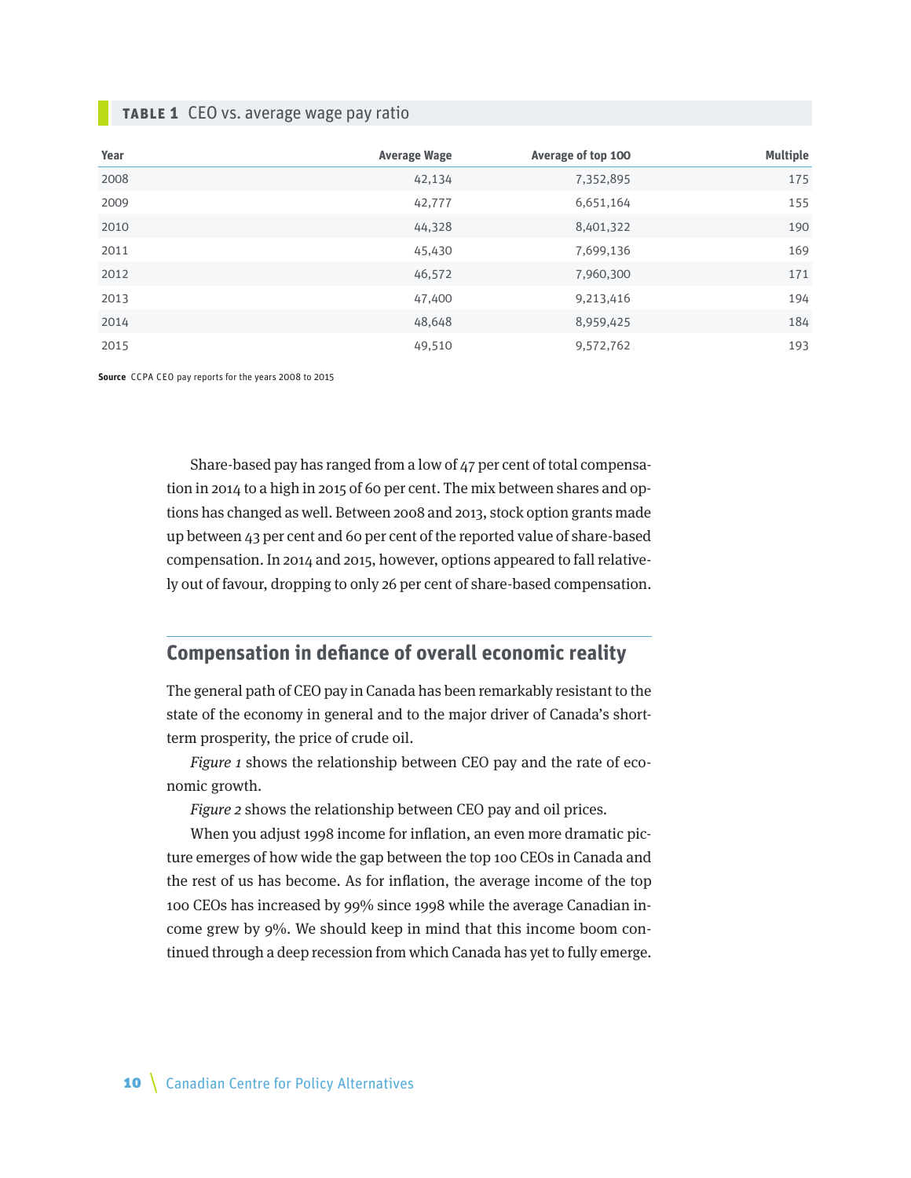**TABLE 1** CEO vs. average wage pay ratio

| Year | Average Wage | Average of top 100 | Multiple |
|---|---|---|---|
| 2008 | 42,134 | 7,352,895 | 175 |
| 2009 | 42,777 | 6,651,164 | 155 |
| 2010 | 44,328 | 8,401,322 | 190 |
| 2011 | 45,430 | 7,699,136 | 169 |
| 2012 | 46,572 | 7,960,300 | 171 |
| 2013 | 47,400 | 9,213,416 | 194 |
| 2014 | 48,648 | 8,959,425 | 184 |
| 2015 | 49,510 | 9,572,762 | 193 |

**Source** CCPA CEO pay reports for the years 2008 to 2015

Share-based pay has ranged from a low of 47 per cent of total compensation in 2014 to a high in 2015 of 60 per cent. The mix between shares and options has changed as well. Between 2008 and 2013, stock option grants made up between 43 per cent and 60 per cent of the reported value of share-based compensation. In 2014 and 2015, however, options appeared to fall relatively out of favour, dropping to only 26 per cent of share-based compensation.

## Compensation in defiance of overall economic reality

The general path of CEO pay in Canada has been remarkably resistant to the state of the economy in general and to the major driver of Canada's short-term prosperity, the price of crude oil.

*Figure 1* shows the relationship between CEO pay and the rate of economic growth.

*Figure 2* shows the relationship between CEO pay and oil prices.

When you adjust 1998 income for inflation, an even more dramatic picture emerges of how wide the gap between the top 100 CEOs in Canada and the rest of us has become. As for inflation, the average income of the top 100 CEOs has increased by 99% since 1998 while the average Canadian income grew by 9%. We should keep in mind that this income boom continued through a deep recession from which Canada has yet to fully emerge.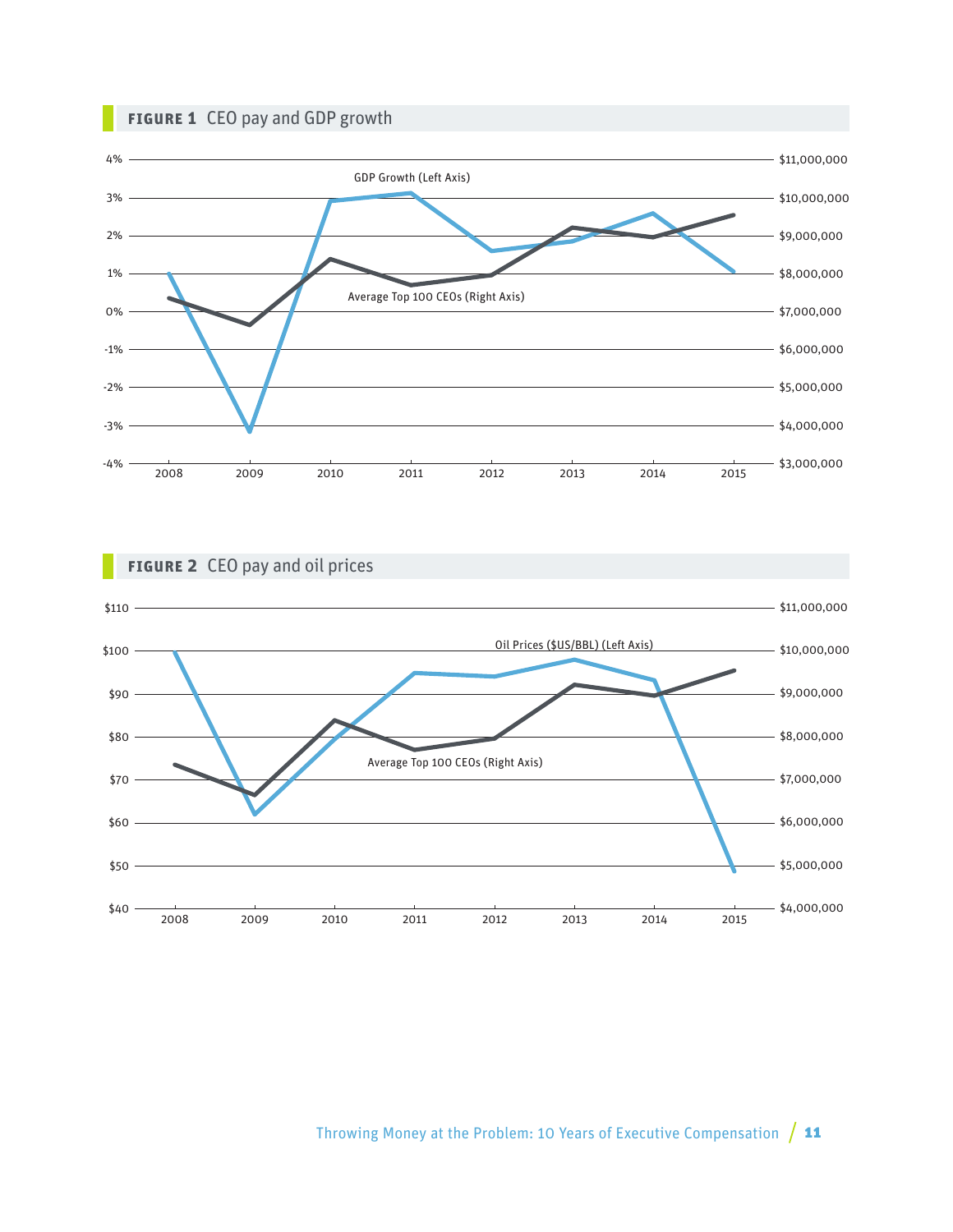**FIGURE 1** CEO pay and GDP growth

**FIGURE 2** CEO pay and oil prices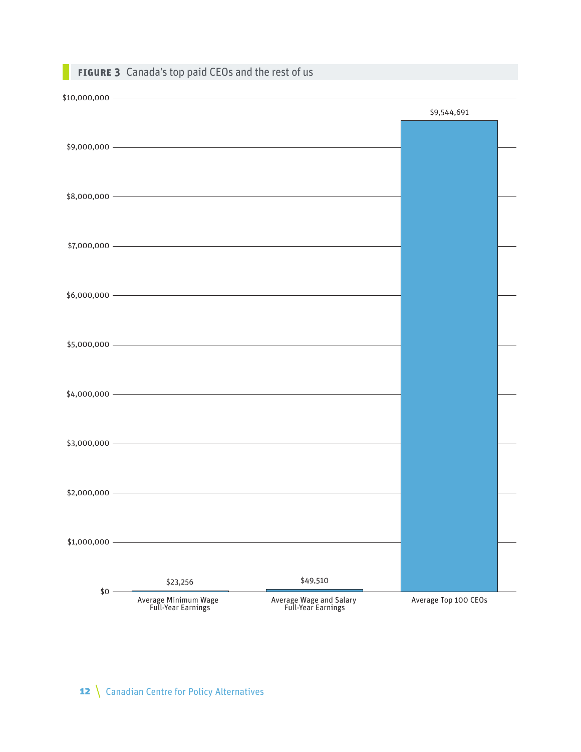**FIGURE 3** Canada's top paid CEOs and the rest of us

| Category | Amount |
| --- | --- |
| Average Minimum Wage Full-Year Earnings | $23,256 |
| Average Wage and Salary Full-Year Earnings | $49,510 |
| Average Top 100 CEOs | $9,544,691 |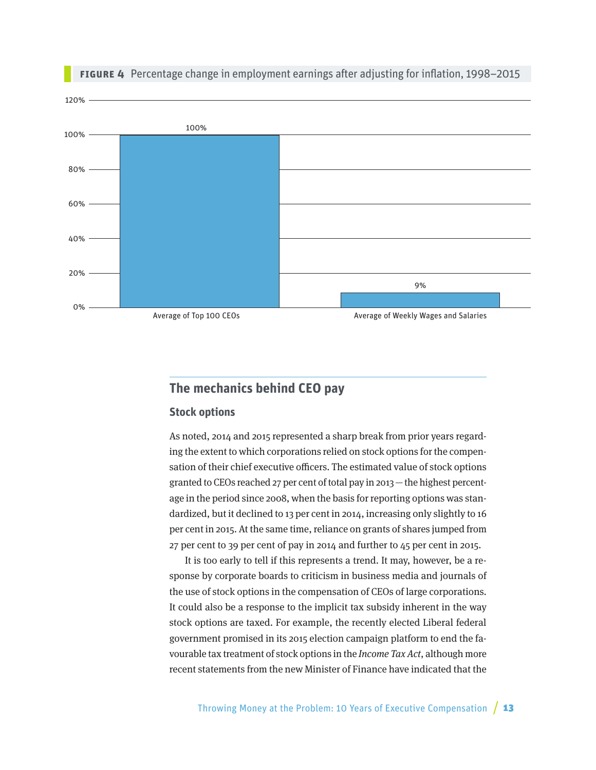**FIGURE 4** Percentage change in employment earnings after adjusting for inflation, 1998–2015

| | Percentage change |
|---|---|
| Average of Top 100 CEOs | 100% |
| Average of Weekly Wages and Salaries | 9% |

## The mechanics behind CEO pay

### Stock options

As noted, 2014 and 2015 represented a sharp break from prior years regarding the extent to which corporations relied on stock options for the compensation of their chief executive officers. The estimated value of stock options granted to CEOs reached 27 per cent of total pay in 2013 — the highest percentage in the period since 2008, when the basis for reporting options was standardized, but it declined to 13 per cent in 2014, increasing only slightly to 16 per cent in 2015. At the same time, reliance on grants of shares jumped from 27 per cent to 39 per cent of pay in 2014 and further to 45 per cent in 2015.

It is too early to tell if this represents a trend. It may, however, be a response by corporate boards to criticism in business media and journals of the use of stock options in the compensation of CEOs of large corporations. It could also be a response to the implicit tax subsidy inherent in the way stock options are taxed. For example, the recently elected Liberal federal government promised in its 2015 election campaign platform to end the favourable tax treatment of stock options in the *Income Tax Act*, although more recent statements from the new Minister of Finance have indicated that the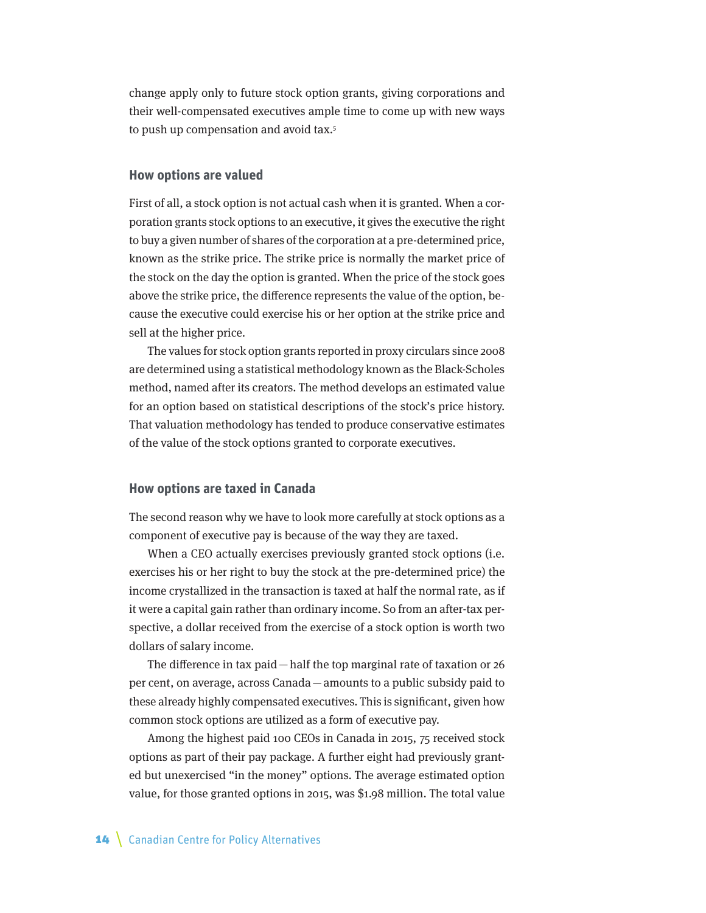change apply only to future stock option grants, giving corporations and their well-compensated executives ample time to come up with new ways to push up compensation and avoid tax.[5]

## How options are valued

First of all, a stock option is not actual cash when it is granted. When a corporation grants stock options to an executive, it gives the executive the right to buy a given number of shares of the corporation at a pre-determined price, known as the strike price. The strike price is normally the market price of the stock on the day the option is granted. When the price of the stock goes above the strike price, the difference represents the value of the option, because the executive could exercise his or her option at the strike price and sell at the higher price.

The values for stock option grants reported in proxy circulars since 2008 are determined using a statistical methodology known as the Black-Scholes method, named after its creators. The method develops an estimated value for an option based on statistical descriptions of the stock's price history. That valuation methodology has tended to produce conservative estimates of the value of the stock options granted to corporate executives.

## How options are taxed in Canada

The second reason why we have to look more carefully at stock options as a component of executive pay is because of the way they are taxed.

When a CEO actually exercises previously granted stock options (i.e. exercises his or her right to buy the stock at the pre-determined price) the income crystallized in the transaction is taxed at half the normal rate, as if it were a capital gain rather than ordinary income. So from an after-tax perspective, a dollar received from the exercise of a stock option is worth two dollars of salary income.

The difference in tax paid—half the top marginal rate of taxation or 26 per cent, on average, across Canada—amounts to a public subsidy paid to these already highly compensated executives. This is significant, given how common stock options are utilized as a form of executive pay.

Among the highest paid 100 CEOs in Canada in 2015, 75 received stock options as part of their pay package. A further eight had previously granted but unexercised "in the money" options. The average estimated option value, for those granted options in 2015, was $1.98 million. The total value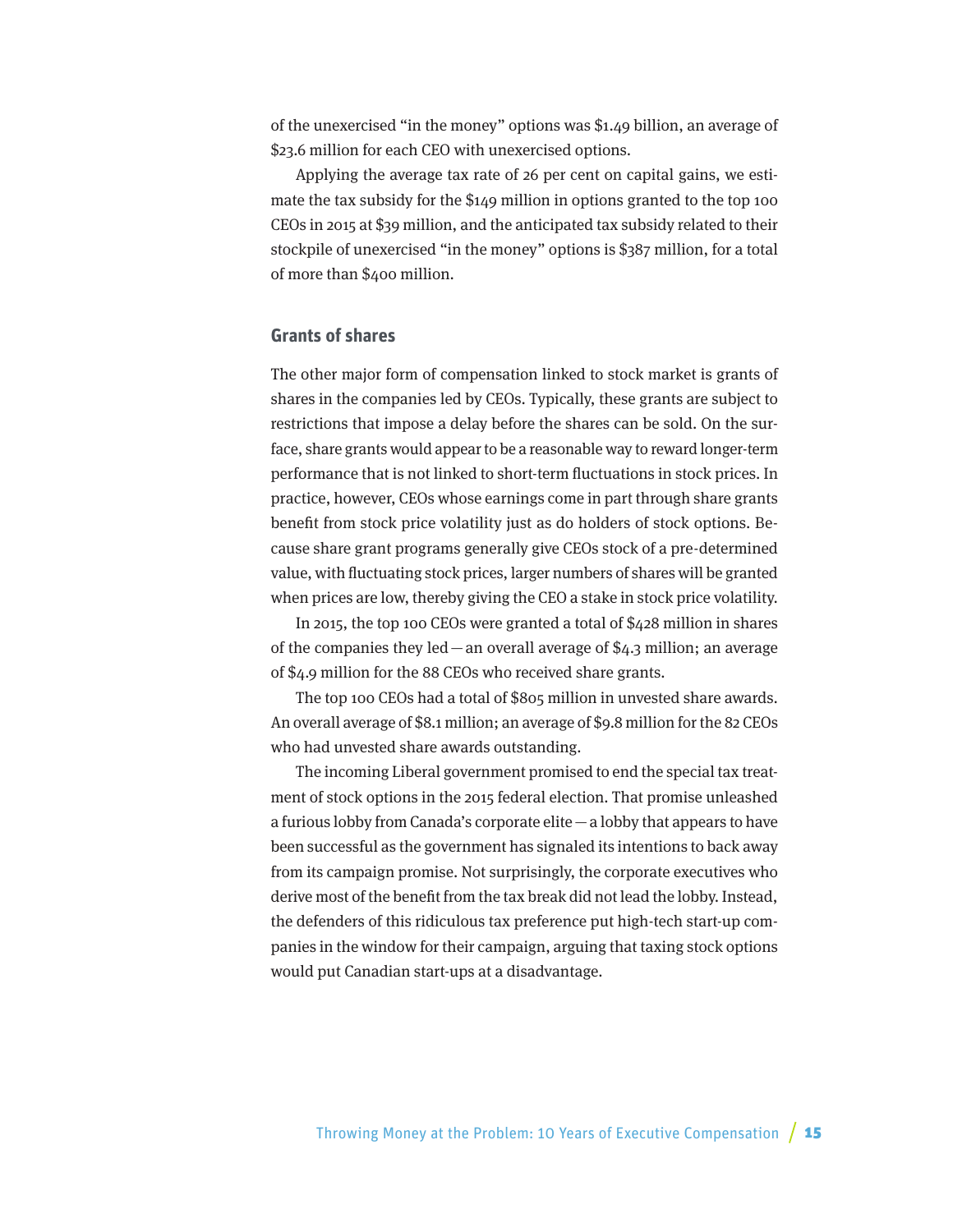of the unexercised "in the money" options was $1.49 billion, an average of $23.6 million for each CEO with unexercised options.

Applying the average tax rate of 26 per cent on capital gains, we estimate the tax subsidy for the $149 million in options granted to the top 100 CEOs in 2015 at $39 million, and the anticipated tax subsidy related to their stockpile of unexercised "in the money" options is $387 million, for a total of more than $400 million.

## Grants of shares

The other major form of compensation linked to stock market is grants of shares in the companies led by CEOs. Typically, these grants are subject to restrictions that impose a delay before the shares can be sold. On the surface, share grants would appear to be a reasonable way to reward longer-term performance that is not linked to short-term fluctuations in stock prices. In practice, however, CEOs whose earnings come in part through share grants benefit from stock price volatility just as do holders of stock options. Because share grant programs generally give CEOs stock of a pre-determined value, with fluctuating stock prices, larger numbers of shares will be granted when prices are low, thereby giving the CEO a stake in stock price volatility.

In 2015, the top 100 CEOs were granted a total of $428 million in shares of the companies they led — an overall average of $4.3 million; an average of $4.9 million for the 88 CEOs who received share grants.

The top 100 CEOs had a total of $805 million in unvested share awards. An overall average of $8.1 million; an average of $9.8 million for the 82 CEOs who had unvested share awards outstanding.

The incoming Liberal government promised to end the special tax treatment of stock options in the 2015 federal election. That promise unleashed a furious lobby from Canada's corporate elite — a lobby that appears to have been successful as the government has signaled its intentions to back away from its campaign promise. Not surprisingly, the corporate executives who derive most of the benefit from the tax break did not lead the lobby. Instead, the defenders of this ridiculous tax preference put high-tech start-up companies in the window for their campaign, arguing that taxing stock options would put Canadian start-ups at a disadvantage.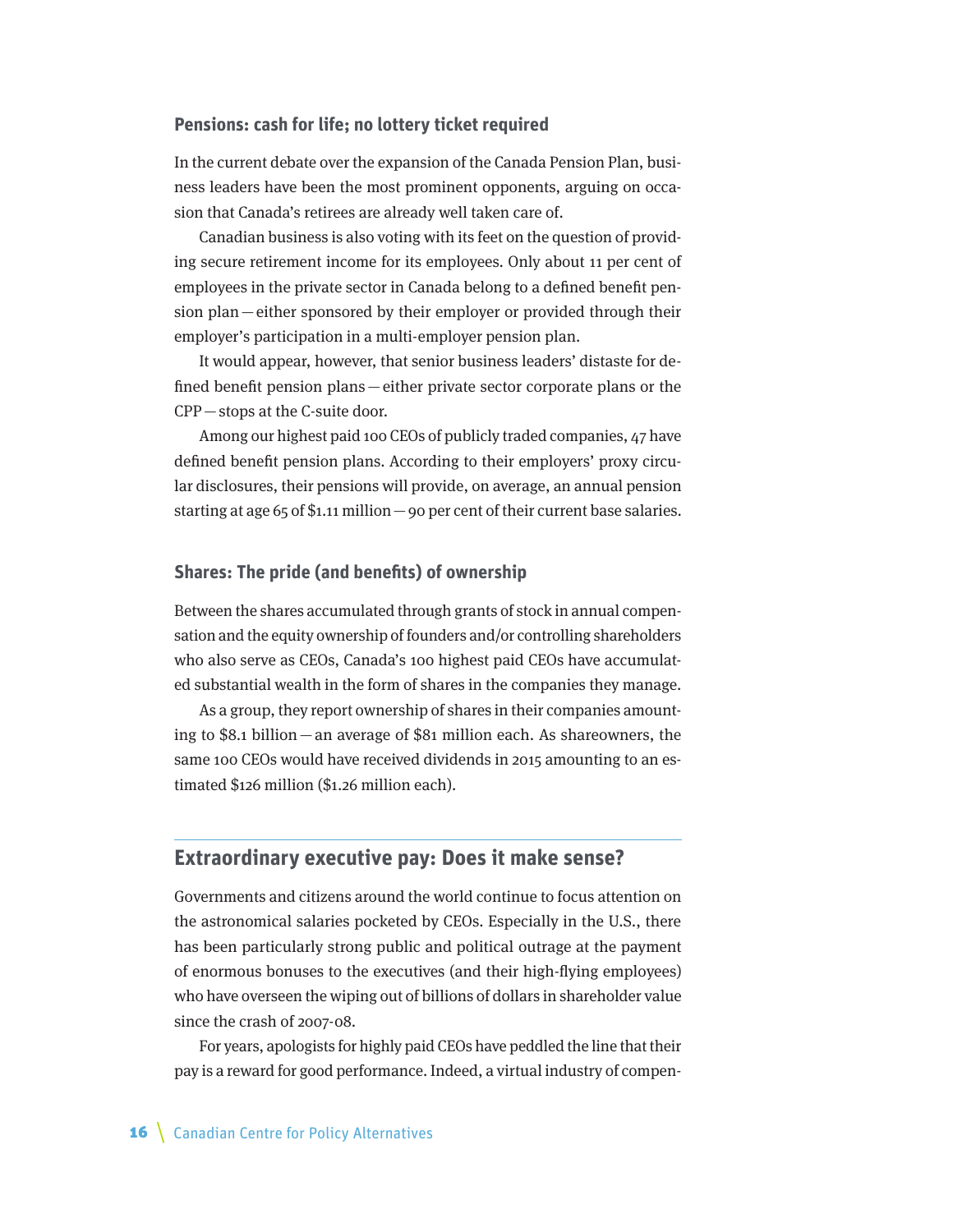### Pensions: cash for life; no lottery ticket required

In the current debate over the expansion of the Canada Pension Plan, business leaders have been the most prominent opponents, arguing on occasion that Canada's retirees are already well taken care of.

Canadian business is also voting with its feet on the question of providing secure retirement income for its employees. Only about 11 per cent of employees in the private sector in Canada belong to a defined benefit pension plan — either sponsored by their employer or provided through their employer's participation in a multi-employer pension plan.

It would appear, however, that senior business leaders' distaste for defined benefit pension plans — either private sector corporate plans or the CPP — stops at the C-suite door.

Among our highest paid 100 CEOs of publicly traded companies, 47 have defined benefit pension plans. According to their employers' proxy circular disclosures, their pensions will provide, on average, an annual pension starting at age 65 of $1.11 million — 90 per cent of their current base salaries.

### Shares: The pride (and benefits) of ownership

Between the shares accumulated through grants of stock in annual compensation and the equity ownership of founders and/or controlling shareholders who also serve as CEOs, Canada's 100 highest paid CEOs have accumulated substantial wealth in the form of shares in the companies they manage.

As a group, they report ownership of shares in their companies amounting to $8.1 billion — an average of $81 million each. As shareowners, the same 100 CEOs would have received dividends in 2015 amounting to an estimated $126 million ($1.26 million each).

## Extraordinary executive pay: Does it make sense?

Governments and citizens around the world continue to focus attention on the astronomical salaries pocketed by CEOs. Especially in the U.S., there has been particularly strong public and political outrage at the payment of enormous bonuses to the executives (and their high-flying employees) who have overseen the wiping out of billions of dollars in shareholder value since the crash of 2007-08.

For years, apologists for highly paid CEOs have peddled the line that their pay is a reward for good performance. Indeed, a virtual industry of compen-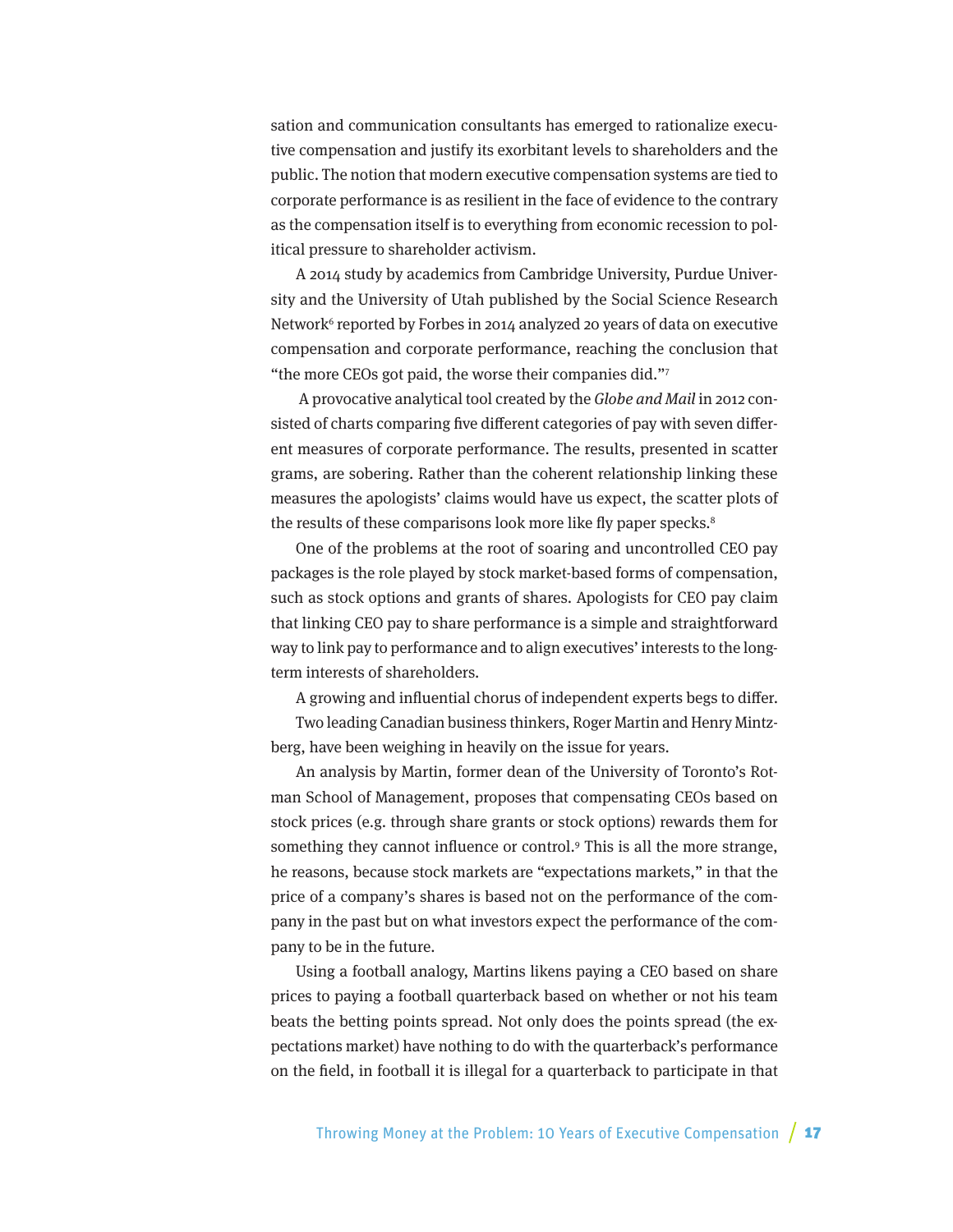sation and communication consultants has emerged to rationalize executive compensation and justify its exorbitant levels to shareholders and the public. The notion that modern executive compensation systems are tied to corporate performance is as resilient in the face of evidence to the contrary as the compensation itself is to everything from economic recession to political pressure to shareholder activism.

A 2014 study by academics from Cambridge University, Purdue University and the University of Utah published by the Social Science Research Network[6] reported by Forbes in 2014 analyzed 20 years of data on executive compensation and corporate performance, reaching the conclusion that "the more CEOs got paid, the worse their companies did."[7]

A provocative analytical tool created by the *Globe and Mail* in 2012 consisted of charts comparing five different categories of pay with seven different measures of corporate performance. The results, presented in scatter grams, are sobering. Rather than the coherent relationship linking these measures the apologists' claims would have us expect, the scatter plots of the results of these comparisons look more like fly paper specks.[8]

One of the problems at the root of soaring and uncontrolled CEO pay packages is the role played by stock market-based forms of compensation, such as stock options and grants of shares. Apologists for CEO pay claim that linking CEO pay to share performance is a simple and straightforward way to link pay to performance and to align executives' interests to the long-term interests of shareholders.

A growing and influential chorus of independent experts begs to differ.

Two leading Canadian business thinkers, Roger Martin and Henry Mintzberg, have been weighing in heavily on the issue for years.

An analysis by Martin, former dean of the University of Toronto's Rotman School of Management, proposes that compensating CEOs based on stock prices (e.g. through share grants or stock options) rewards them for something they cannot influence or control.[9] This is all the more strange, he reasons, because stock markets are "expectations markets," in that the price of a company's shares is based not on the performance of the company in the past but on what investors expect the performance of the company to be in the future.

Using a football analogy, Martins likens paying a CEO based on share prices to paying a football quarterback based on whether or not his team beats the betting points spread. Not only does the points spread (the expectations market) have nothing to do with the quarterback's performance on the field, in football it is illegal for a quarterback to participate in that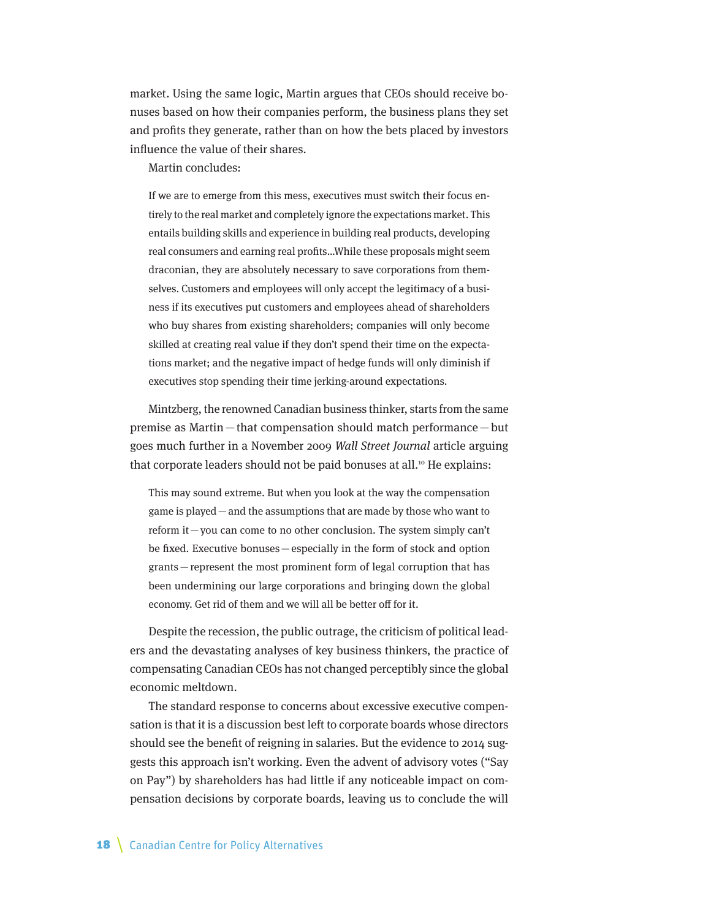market. Using the same logic, Martin argues that CEOs should receive bonuses based on how their companies perform, the business plans they set and profits they generate, rather than on how the bets placed by investors influence the value of their shares.

Martin concludes:

> If we are to emerge from this mess, executives must switch their focus entirely to the real market and completely ignore the expectations market. This entails building skills and experience in building real products, developing real consumers and earning real profits...While these proposals might seem draconian, they are absolutely necessary to save corporations from themselves. Customers and employees will only accept the legitimacy of a business if its executives put customers and employees ahead of shareholders who buy shares from existing shareholders; companies will only become skilled at creating real value if they don't spend their time on the expectations market; and the negative impact of hedge funds will only diminish if executives stop spending their time jerking-around expectations.

Mintzberg, the renowned Canadian business thinker, starts from the same premise as Martin — that compensation should match performance — but goes much further in a November 2009 *Wall Street Journal* article arguing that corporate leaders should not be paid bonuses at all.[10] He explains:

> This may sound extreme. But when you look at the way the compensation game is played — and the assumptions that are made by those who want to reform it — you can come to no other conclusion. The system simply can't be fixed. Executive bonuses — especially in the form of stock and option grants — represent the most prominent form of legal corruption that has been undermining our large corporations and bringing down the global economy. Get rid of them and we will all be better off for it.

Despite the recession, the public outrage, the criticism of political leaders and the devastating analyses of key business thinkers, the practice of compensating Canadian CEOs has not changed perceptibly since the global economic meltdown.

The standard response to concerns about excessive executive compensation is that it is a discussion best left to corporate boards whose directors should see the benefit of reigning in salaries. But the evidence to 2014 suggests this approach isn't working. Even the advent of advisory votes ("Say on Pay") by shareholders has had little if any noticeable impact on compensation decisions by corporate boards, leaving us to conclude the will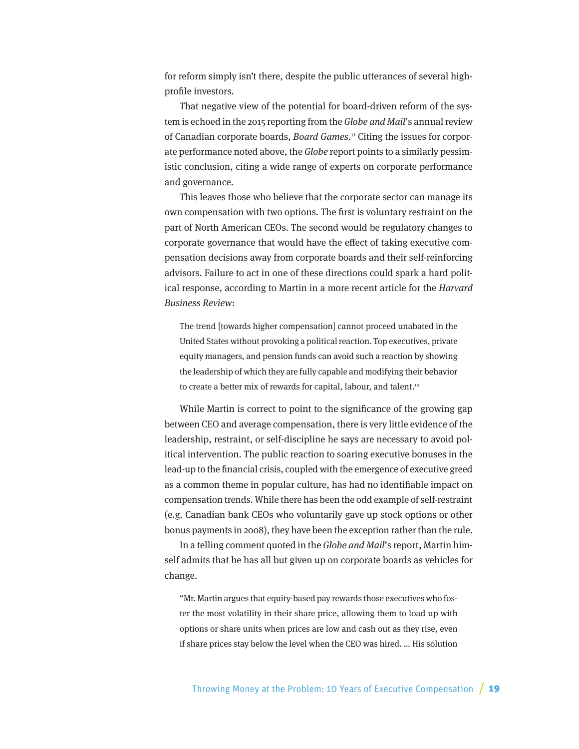for reform simply isn't there, despite the public utterances of several high-profile investors.

That negative view of the potential for board-driven reform of the system is echoed in the 2015 reporting from the *Globe and Mail*'s annual review of Canadian corporate boards, *Board Games*.[11] Citing the issues for corporate performance noted above, the *Globe* report points to a similarly pessimistic conclusion, citing a wide range of experts on corporate performance and governance.

This leaves those who believe that the corporate sector can manage its own compensation with two options. The first is voluntary restraint on the part of North American CEOs. The second would be regulatory changes to corporate governance that would have the effect of taking executive compensation decisions away from corporate boards and their self-reinforcing advisors. Failure to act in one of these directions could spark a hard political response, according to Martin in a more recent article for the *Harvard Business Review*:

> The trend [towards higher compensation] cannot proceed unabated in the United States without provoking a political reaction. Top executives, private equity managers, and pension funds can avoid such a reaction by showing the leadership of which they are fully capable and modifying their behavior to create a better mix of rewards for capital, labour, and talent.[12]

While Martin is correct to point to the significance of the growing gap between CEO and average compensation, there is very little evidence of the leadership, restraint, or self-discipline he says are necessary to avoid political intervention. The public reaction to soaring executive bonuses in the lead-up to the financial crisis, coupled with the emergence of executive greed as a common theme in popular culture, has had no identifiable impact on compensation trends. While there has been the odd example of self-restraint (e.g. Canadian bank CEOs who voluntarily gave up stock options or other bonus payments in 2008), they have been the exception rather than the rule.

In a telling comment quoted in the *Globe and Mail*'s report, Martin himself admits that he has all but given up on corporate boards as vehicles for change.

> "Mr. Martin argues that equity-based pay rewards those executives who foster the most volatility in their share price, allowing them to load up with options or share units when prices are low and cash out as they rise, even if share prices stay below the level when the CEO was hired. … His solution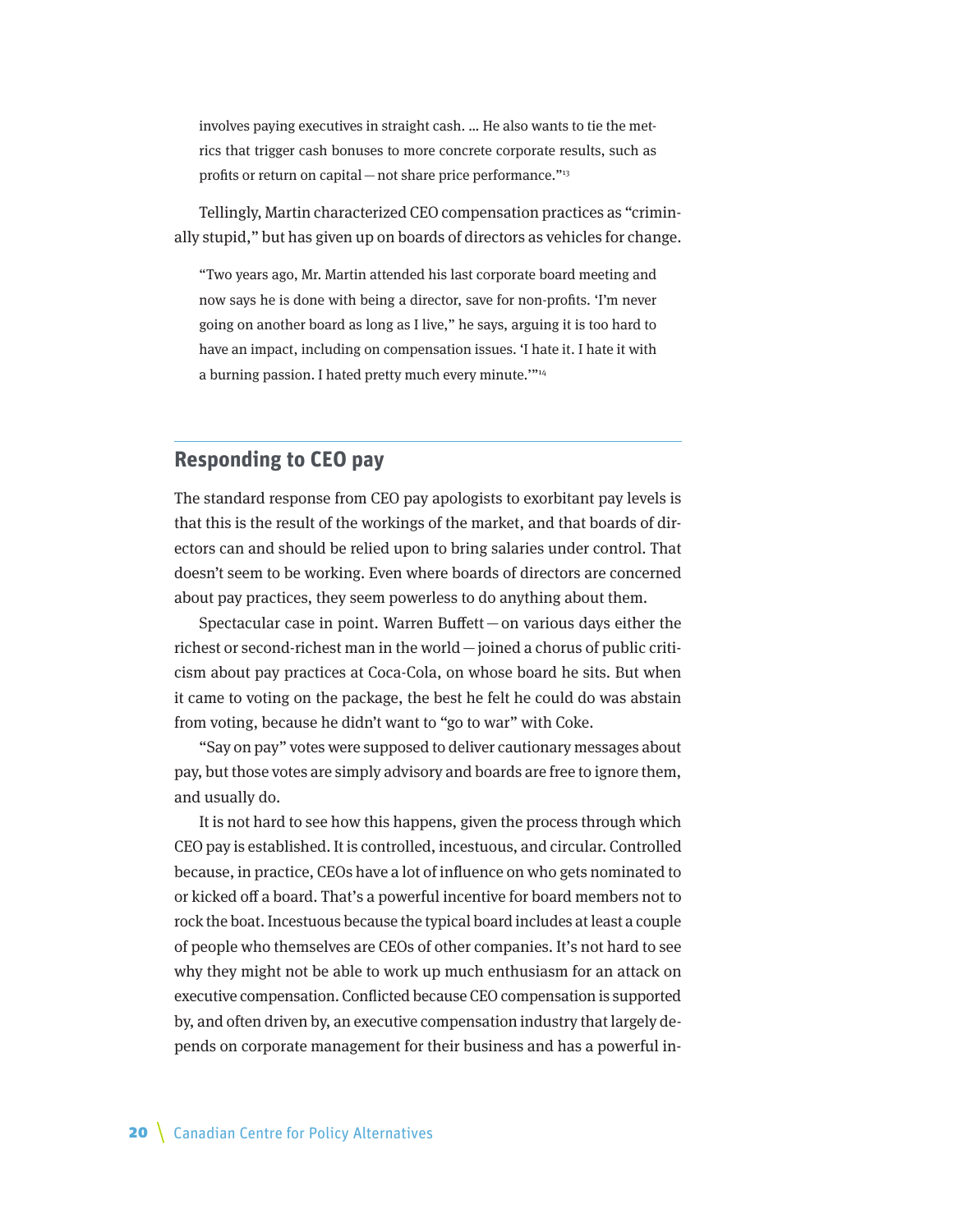> involves paying executives in straight cash. … He also wants to tie the metrics that trigger cash bonuses to more concrete corporate results, such as profits or return on capital — not share price performance."[13]

Tellingly, Martin characterized CEO compensation practices as "criminally stupid," but has given up on boards of directors as vehicles for change.

> "Two years ago, Mr. Martin attended his last corporate board meeting and now says he is done with being a director, save for non-profits. 'I'm never going on another board as long as I live," he says, arguing it is too hard to have an impact, including on compensation issues. 'I hate it. I hate it with a burning passion. I hated pretty much every minute.'"[14]

## Responding to CEO pay

The standard response from CEO pay apologists to exorbitant pay levels is that this is the result of the workings of the market, and that boards of directors can and should be relied upon to bring salaries under control. That doesn't seem to be working. Even where boards of directors are concerned about pay practices, they seem powerless to do anything about them.

Spectacular case in point. Warren Buffett — on various days either the richest or second-richest man in the world — joined a chorus of public criticism about pay practices at Coca-Cola, on whose board he sits. But when it came to voting on the package, the best he felt he could do was abstain from voting, because he didn't want to "go to war" with Coke.

"Say on pay" votes were supposed to deliver cautionary messages about pay, but those votes are simply advisory and boards are free to ignore them, and usually do.

It is not hard to see how this happens, given the process through which CEO pay is established. It is controlled, incestuous, and circular. Controlled because, in practice, CEOs have a lot of influence on who gets nominated to or kicked off a board. That's a powerful incentive for board members not to rock the boat. Incestuous because the typical board includes at least a couple of people who themselves are CEOs of other companies. It's not hard to see why they might not be able to work up much enthusiasm for an attack on executive compensation. Conflicted because CEO compensation is supported by, and often driven by, an executive compensation industry that largely depends on corporate management for their business and has a powerful in-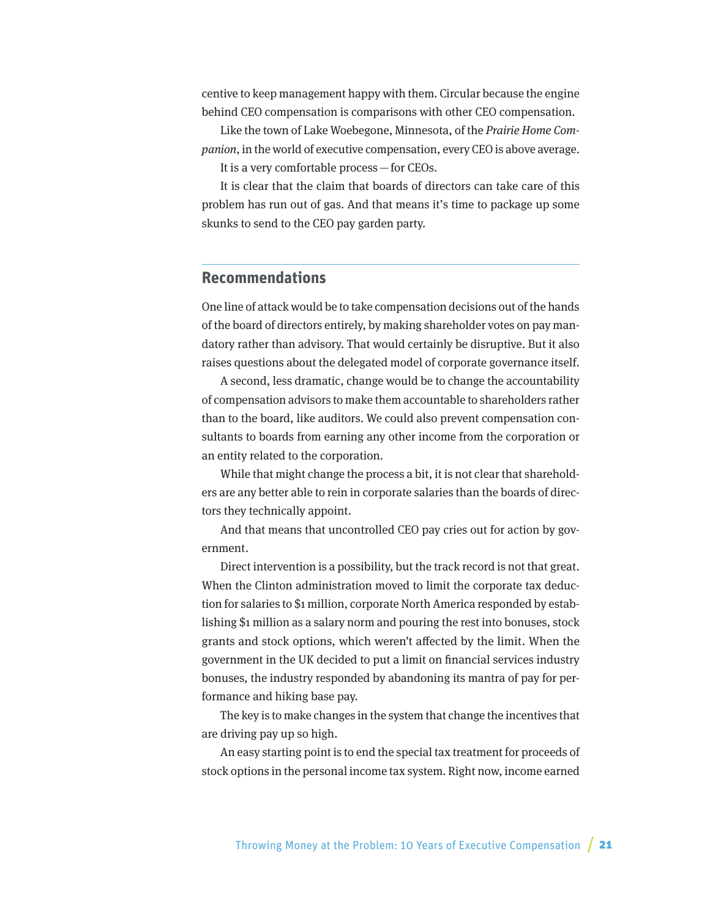centive to keep management happy with them. Circular because the engine behind CEO compensation is comparisons with other CEO compensation.

Like the town of Lake Woebegone, Minnesota, of the *Prairie Home Companion*, in the world of executive compensation, every CEO is above average.

It is a very comfortable process — for CEOs.

It is clear that the claim that boards of directors can take care of this problem has run out of gas. And that means it's time to package up some skunks to send to the CEO pay garden party.

## Recommendations

One line of attack would be to take compensation decisions out of the hands of the board of directors entirely, by making shareholder votes on pay mandatory rather than advisory. That would certainly be disruptive. But it also raises questions about the delegated model of corporate governance itself.

A second, less dramatic, change would be to change the accountability of compensation advisors to make them accountable to shareholders rather than to the board, like auditors. We could also prevent compensation consultants to boards from earning any other income from the corporation or an entity related to the corporation.

While that might change the process a bit, it is not clear that shareholders are any better able to rein in corporate salaries than the boards of directors they technically appoint.

And that means that uncontrolled CEO pay cries out for action by government.

Direct intervention is a possibility, but the track record is not that great. When the Clinton administration moved to limit the corporate tax deduction for salaries to $1 million, corporate North America responded by establishing $1 million as a salary norm and pouring the rest into bonuses, stock grants and stock options, which weren't affected by the limit. When the government in the UK decided to put a limit on financial services industry bonuses, the industry responded by abandoning its mantra of pay for performance and hiking base pay.

The key is to make changes in the system that change the incentives that are driving pay up so high.

An easy starting point is to end the special tax treatment for proceeds of stock options in the personal income tax system. Right now, income earned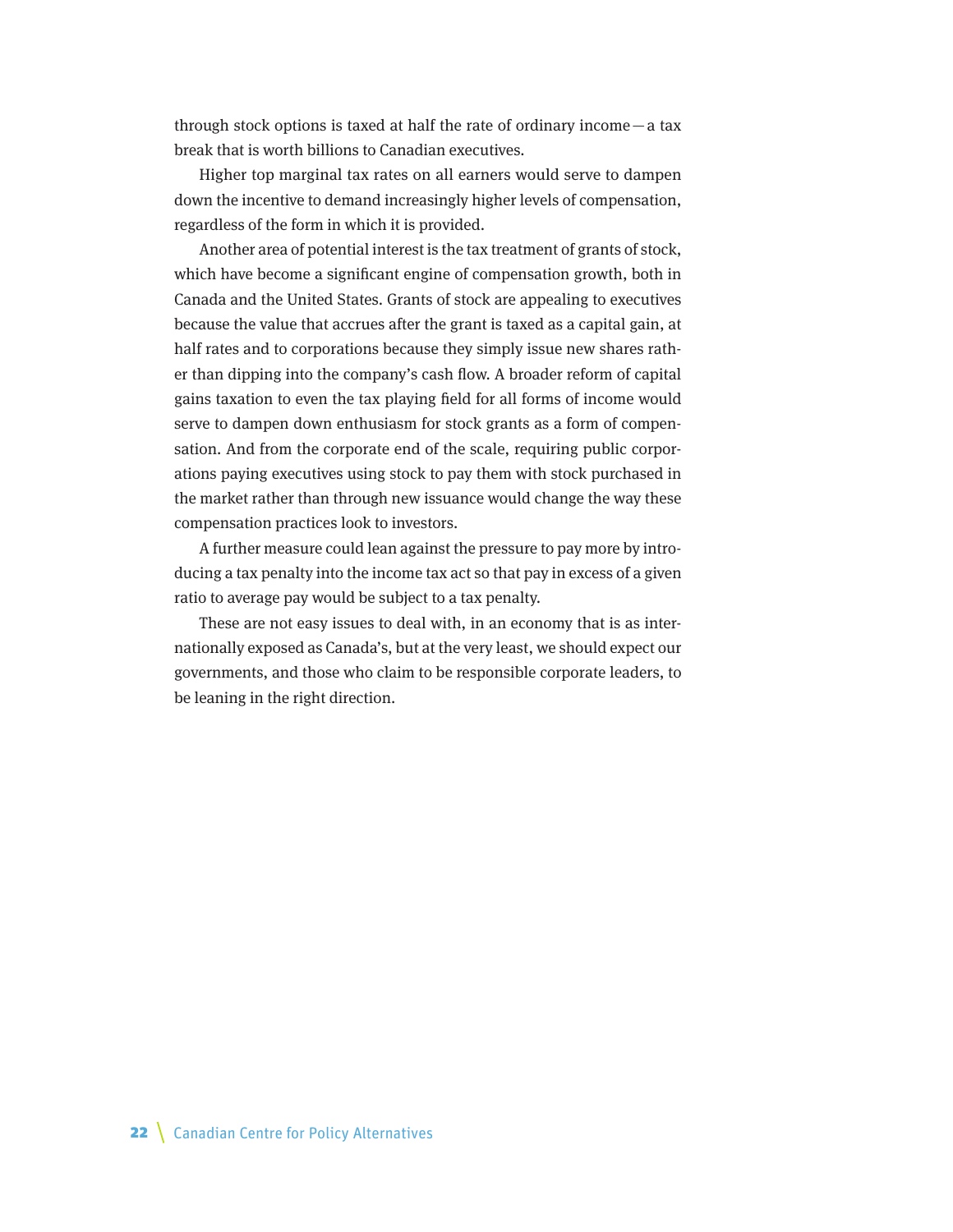through stock options is taxed at half the rate of ordinary income—a tax break that is worth billions to Canadian executives.

Higher top marginal tax rates on all earners would serve to dampen down the incentive to demand increasingly higher levels of compensation, regardless of the form in which it is provided.

Another area of potential interest is the tax treatment of grants of stock, which have become a significant engine of compensation growth, both in Canada and the United States. Grants of stock are appealing to executives because the value that accrues after the grant is taxed as a capital gain, at half rates and to corporations because they simply issue new shares rather than dipping into the company's cash flow. A broader reform of capital gains taxation to even the tax playing field for all forms of income would serve to dampen down enthusiasm for stock grants as a form of compensation. And from the corporate end of the scale, requiring public corporations paying executives using stock to pay them with stock purchased in the market rather than through new issuance would change the way these compensation practices look to investors.

A further measure could lean against the pressure to pay more by introducing a tax penalty into the income tax act so that pay in excess of a given ratio to average pay would be subject to a tax penalty.

These are not easy issues to deal with, in an economy that is as internationally exposed as Canada's, but at the very least, we should expect our governments, and those who claim to be responsible corporate leaders, to be leaning in the right direction.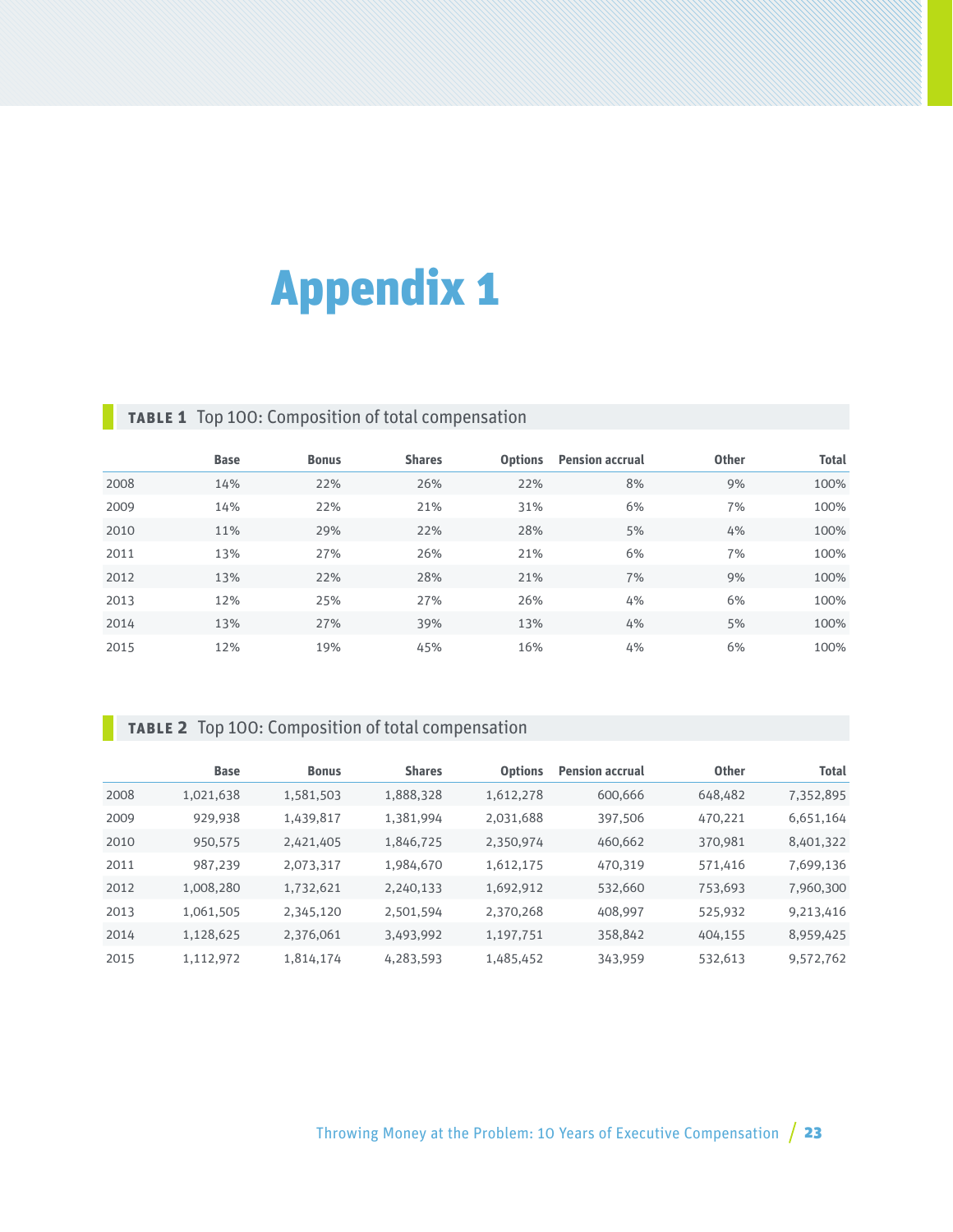# Appendix 1

**TABLE 1** Top 100: Composition of total compensation

| | Base | Bonus | Shares | Options | Pension accrual | Other | Total |
|---|---|---|---|---|---|---|---|
| 2008 | 14% | 22% | 26% | 22% | 8% | 9% | 100% |
| 2009 | 14% | 22% | 21% | 31% | 6% | 7% | 100% |
| 2010 | 11% | 29% | 22% | 28% | 5% | 4% | 100% |
| 2011 | 13% | 27% | 26% | 21% | 6% | 7% | 100% |
| 2012 | 13% | 22% | 28% | 21% | 7% | 9% | 100% |
| 2013 | 12% | 25% | 27% | 26% | 4% | 6% | 100% |
| 2014 | 13% | 27% | 39% | 13% | 4% | 5% | 100% |
| 2015 | 12% | 19% | 45% | 16% | 4% | 6% | 100% |

**TABLE 2** Top 100: Composition of total compensation

| | Base | Bonus | Shares | Options | Pension accrual | Other | Total |
|---|---|---|---|---|---|---|---|
| 2008 | 1,021,638 | 1,581,503 | 1,888,328 | 1,612,278 | 600,666 | 648,482 | 7,352,895 |
| 2009 | 929,938 | 1,439,817 | 1,381,994 | 2,031,688 | 397,506 | 470,221 | 6,651,164 |
| 2010 | 950,575 | 2,421,405 | 1,846,725 | 2,350,974 | 460,662 | 370,981 | 8,401,322 |
| 2011 | 987,239 | 2,073,317 | 1,984,670 | 1,612,175 | 470,319 | 571,416 | 7,699,136 |
| 2012 | 1,008,280 | 1,732,621 | 2,240,133 | 1,692,912 | 532,660 | 753,693 | 7,960,300 |
| 2013 | 1,061,505 | 2,345,120 | 2,501,594 | 2,370,268 | 408,997 | 525,932 | 9,213,416 |
| 2014 | 1,128,625 | 2,376,061 | 3,493,992 | 1,197,751 | 358,842 | 404,155 | 8,959,425 |
| 2015 | 1,112,972 | 1,814,174 | 4,283,593 | 1,485,452 | 343,959 | 532,613 | 9,572,762 |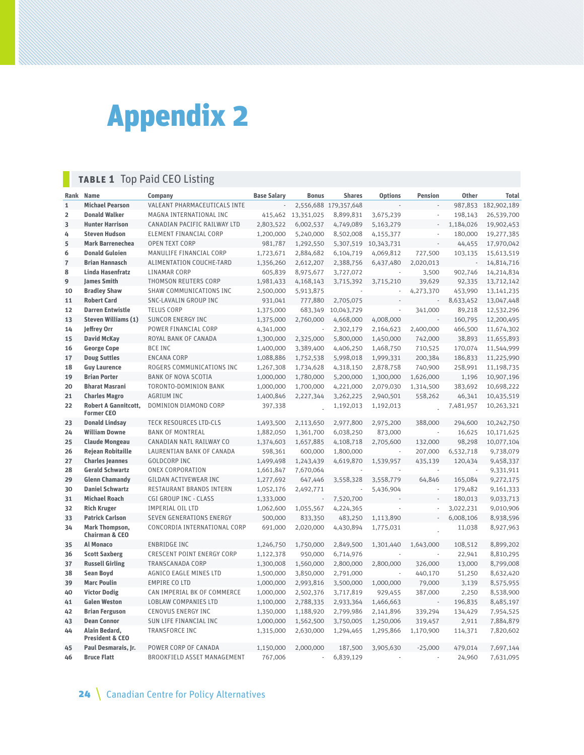# Appendix 2

## TABLE 1 Top Paid CEO Listing

| Rank | Name | Company | Base Salary | Bonus | Shares | Options | Pension | Other | Total |
|---|---|---|---|---|---|---|---|---|---|
| 1 | Michael Pearson | VALEANT PHARMACEUTICALS INTE | - | 2,556,688 | 179,357,648 | - | - | 987,853 | 182,902,189 |
| 2 | Donald Walker | MAGNA INTERNATIONAL INC | 415,462 | 13,351,025 | 8,899,831 | 3,675,239 | - | 198,143 | 26,539,700 |
| 3 | Hunter Harrison | CANADIAN PACIFIC RAILWAY LTD | 2,803,522 | 6,002,537 | 4,749,089 | 5,163,279 | - | 1,184,026 | 19,902,453 |
| 4 | Steven Hudson | ELEMENT FINANCIAL CORP | 1,200,000 | 5,240,000 | 8,502,008 | 4,155,377 | - | 180,000 | 19,277,385 |
| 5 | Mark Barrenechea | OPEN TEXT CORP | 981,787 | 1,292,550 | 5,307,519 | 10,343,731 | - | 44,455 | 17,970,042 |
| 6 | Donald Guloien | MANULIFE FINANCIAL CORP | 1,723,671 | 2,884,682 | 6,104,719 | 4,069,812 | 727,500 | 103,135 | 15,613,519 |
| 7 | Brian Hannasch | ALIMENTATION COUCHE-TARD | 1,356,260 | 2,612,207 | 2,388,756 | 6,437,480 | 2,020,013 | - | 14,814,716 |
| 8 | Linda Hasenfratz | LINAMAR CORP | 605,839 | 8,975,677 | 3,727,072 | - | 3,500 | 902,746 | 14,214,834 |
| 9 | James Smith | THOMSON REUTERS CORP | 1,981,433 | 4,168,143 | 3,715,392 | 3,715,210 | 39,629 | 92,335 | 13,712,142 |
| 10 | Bradley Shaw | SHAW COMMUNICATIONS INC | 2,500,000 | 5,913,875 | - | - | 4,273,370 | 453,990 | 13,141,235 |
| 11 | Robert Card | SNC-LAVALIN GROUP INC | 931,041 | 777,880 | 2,705,075 | - | - | 8,633,452 | 13,047,448 |
| 12 | Darren Entwistle | TELUS CORP | 1,375,000 | 683,349 | 10,043,729 | - | 341,000 | 89,218 | 12,532,296 |
| 13 | Steven Williams (1) | SUNCOR ENERGY INC | 1,375,000 | 2,760,000 | 4,668,000 | 4,008,000 | - | 160,795 | 12,200,495 |
| 14 | Jeffrey Orr | POWER FINANCIAL CORP | 4,341,000 | - | 2,302,179 | 2,164,623 | 2,400,000 | 466,500 | 11,674,302 |
| 15 | David McKay | ROYAL BANK OF CANADA | 1,300,000 | 2,325,000 | 5,800,000 | 1,450,000 | 742,000 | 38,893 | 11,655,893 |
| 16 | George Cope | BCE INC | 1,400,000 | 3,389,400 | 4,406,250 | 1,468,750 | 710,525 | 170,074 | 11,544,999 |
| 17 | Doug Suttles | ENCANA CORP | 1,088,886 | 1,752,538 | 5,998,018 | 1,999,331 | 200,384 | 186,833 | 11,225,990 |
| 18 | Guy Laurence | ROGERS COMMUNICATIONS INC | 1,267,308 | 1,734,628 | 4,318,150 | 2,878,758 | 740,900 | 258,991 | 11,198,735 |
| 19 | Brian Porter | BANK OF NOVA SCOTIA | 1,000,000 | 1,780,000 | 5,200,000 | 1,300,000 | 1,626,000 | 1,196 | 10,907,196 |
| 20 | Bharat Masrani | TORONTO-DOMINION BANK | 1,000,000 | 1,700,000 | 4,221,000 | 2,079,030 | 1,314,500 | 383,692 | 10,698,222 |
| 21 | Charles Magro | AGRIUM INC | 1,400,846 | 2,227,344 | 3,262,225 | 2,940,501 | 558,262 | 46,341 | 10,435,519 |
| 22 | Robert A Gannitcott, Former CEO | DOMINION DIAMOND CORP | 397,338 | - | 1,192,013 | 1,192,013 | - | 7,481,957 | 10,263,321 |
| 23 | Donald Lindsay | TECK RESOURCES LTD-CLS | 1,493,500 | 2,113,650 | 2,977,800 | 2,975,200 | 388,000 | 294,600 | 10,242,750 |
| 24 | William Downe | BANK OF MONTREAL | 1,882,050 | 1,361,700 | 6,038,250 | 873,000 | - | 16,625 | 10,171,625 |
| 25 | Claude Mongeau | CANADIAN NATL RAILWAY CO | 1,374,603 | 1,657,885 | 4,108,718 | 2,705,600 | 132,000 | 98,298 | 10,077,104 |
| 26 | Rejean Robitaille | LAURENTIAN BANK OF CANADA | 598,361 | 600,000 | 1,800,000 | - | 207,000 | 6,532,718 | 9,738,079 |
| 27 | Charles Jeannes | GOLDCORP INC | 1,499,498 | 1,243,439 | 4,619,870 | 1,539,957 | 435,139 | 120,434 | 9,458,337 |
| 28 | Gerald Schwartz | ONEX CORPORATION | 1,661,847 | 7,670,064 | - | - | - | - | 9,331,911 |
| 29 | Glenn Chamandy | GILDAN ACTIVEWEAR INC | 1,277,692 | 647,446 | 3,558,328 | 3,558,779 | 64,846 | 165,084 | 9,272,175 |
| 30 | Daniel Schwartz | RESTAURANT BRANDS INTERN | 1,052,176 | 2,492,771 | - | 5,436,904 | - | 179,482 | 9,161,333 |
| 31 | Michael Roach | CGI GROUP INC - CLASS | 1,333,000 | - | 7,520,700 | - | - | 180,013 | 9,033,713 |
| 32 | Rich Kruger | IMPERIAL OIL LTD | 1,062,600 | 1,055,567 | 4,224,365 | - | - | 3,022,231 | 9,010,906 |
| 33 | Patrick Carlson | SEVEN GENERATIONS ENERGY | 500,000 | 833,350 | 483,250 | 1,113,890 | - | 6,008,106 | 8,938,596 |
| 34 | Mark Thompson, Chairman & CEO | CONCORDIA INTERNATIONAL CORP | 691,000 | 2,020,000 | 4,430,894 | 1,775,031 | - | 11,038 | 8,927,963 |
| 35 | Al Monaco | ENBRIDGE INC | 1,246,750 | 1,750,000 | 2,849,500 | 1,301,440 | 1,643,000 | 108,512 | 8,899,202 |
| 36 | Scott Saxberg | CRESCENT POINT ENERGY CORP | 1,122,378 | 950,000 | 6,714,976 | - | - | 22,941 | 8,810,295 |
| 37 | Russell Girling | TRANSCANADA CORP | 1,300,008 | 1,560,000 | 2,800,000 | 2,800,000 | 326,000 | 13,000 | 8,799,008 |
| 38 | Sean Boyd | AGNICO EAGLE MINES LTD | 1,500,000 | 3,850,000 | 2,791,000 | - | 440,170 | 51,250 | 8,632,420 |
| 39 | Marc Poulin | EMPIRE CO LTD | 1,000,000 | 2,993,816 | 3,500,000 | 1,000,000 | 79,000 | 3,139 | 8,575,955 |
| 40 | Victor Dodig | CAN IMPERIAL BK OF COMMERCE | 1,000,000 | 2,502,376 | 3,717,819 | 929,455 | 387,000 | 2,250 | 8,538,900 |
| 41 | Galen Weston | LOBLAW COMPANIES LTD | 1,100,000 | 2,788,335 | 2,933,364 | 1,466,663 | - | 196,835 | 8,485,197 |
| 42 | Brian Ferguson | CENOVUS ENERGY INC | 1,350,000 | 1,188,920 | 2,799,986 | 2,141,896 | 339,294 | 134,429 | 7,954,525 |
| 43 | Dean Connor | SUN LIFE FINANCIAL INC | 1,000,000 | 1,562,500 | 3,750,005 | 1,250,006 | 319,457 | 2,911 | 7,884,879 |
| 44 | Alain Bedard, President & CEO | TRANSFORCE INC | 1,315,000 | 2,630,000 | 1,294,465 | 1,295,866 | 1,170,900 | 114,371 | 7,820,602 |
| 45 | Paul Desmarais, Jr. | POWER CORP OF CANADA | 1,150,000 | 2,000,000 | 187,500 | 3,905,630 | -25,000 | 479,014 | 7,697,144 |
| 46 | Bruce Flatt | BROOKFIELD ASSET MANAGEMENT | 767,006 | - | 6,839,129 | - | - | 24,960 | 7,631,095 |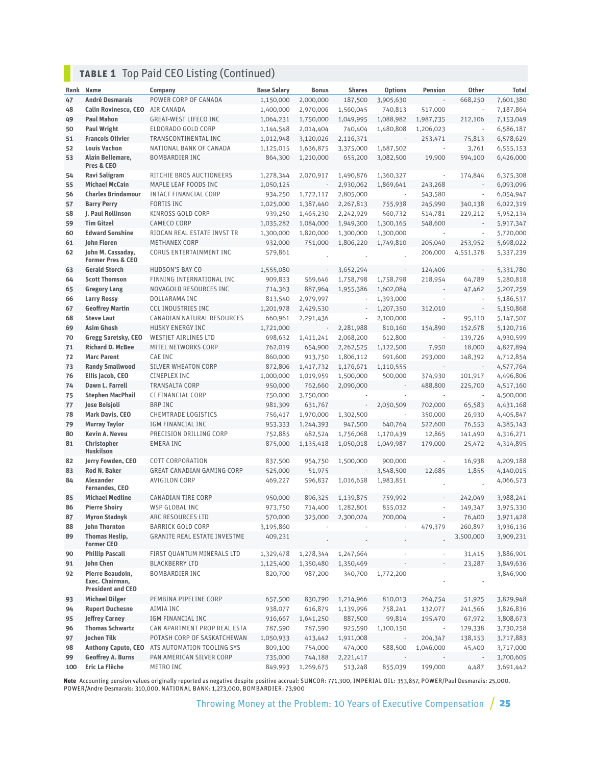## TABLE 1 Top Paid CEO Listing (Continued)

| Rank | Name | Company | Base Salary | Bonus | Shares | Options | Pension | Other | Total |
|---|---|---|---|---|---|---|---|---|---|
| 47 | **André Desmarais** | POWER CORP OF CANADA | 1,150,000 | 2,000,000 | 187,500 | 3,905,630 | - | 668,250 | 7,601,380 |
| 48 | **Calin Rovinescu, CEO** | AIR CANADA | 1,400,000 | 2,970,006 | 1,560,045 | 740,813 | 517,000 | - | 7,187,864 |
| 49 | **Paul Mahon** | GREAT-WEST LIFECO INC | 1,064,231 | 1,750,000 | 1,049,995 | 1,088,982 | 1,987,735 | 212,106 | 7,153,049 |
| 50 | **Paul Wright** | ELDORADO GOLD CORP | 1,144,548 | 2,014,404 | 740,404 | 1,480,808 | 1,206,023 | - | 6,586,187 |
| 51 | **Francois Olivier** | TRANSCONTINENTAL INC | 1,012,948 | 3,120,026 | 2,116,371 | - | 253,471 | 75,813 | 6,578,629 |
| 52 | **Louis Vachon** | NATIONAL BANK OF CANADA | 1,125,015 | 1,636,875 | 3,375,000 | 1,687,502 | - | 3,761 | 6,555,153 |
| 53 | **Alain Bellemare, Pres & CEO** | BOMBARDIER INC | 864,300 | 1,210,000 | 655,200 | 3,082,500 | 19,900 | 594,100 | 6,426,000 |
| 54 | **Ravi Saligram** | RITCHIE BROS AUCTIONEERS | 1,278,344 | 2,070,917 | 1,490,876 | 1,360,327 | - | 174,844 | 6,375,308 |
| 55 | **Michael McCain** | MAPLE LEAF FOODS INC | 1,050,125 | - | 2,930,062 | 1,869,641 | 243,268 | - | 6,093,096 |
| 56 | **Charles Brindamour** | INTACT FINANCIAL CORP | 934,250 | 1,772,117 | 2,805,000 | - | 543,580 | - | 6,054,947 |
| 57 | **Barry Perry** | FORTIS INC | 1,025,000 | 1,387,440 | 2,267,813 | 755,938 | 245,990 | 340,138 | 6,022,319 |
| 58 | **J. Paul Rollinson** | KINROSS GOLD CORP | 939,250 | 1,465,230 | 2,242,929 | 560,732 | 514,781 | 229,212 | 5,952,134 |
| 59 | **Tim Gitzel** | CAMECO CORP | 1,035,282 | 1,084,000 | 1,949,300 | 1,300,165 | 548,600 | - | 5,917,347 |
| 60 | **Edward Sonshine** | RIOCAN REAL ESTATE INVST TR | 1,300,000 | 1,820,000 | 1,300,000 | 1,300,000 | - | - | 5,720,000 |
| 61 | **John Floren** | METHANEX CORP | 932,000 | 751,000 | 1,806,220 | 1,749,810 | 205,040 | 253,952 | 5,698,022 |
| 62 | **John M. Cassaday, Former Pres & CEO** | CORUS ENTERTAINMENT INC | 579,861 | - | - | - | 206,000 | 4,551,378 | 5,337,239 |
| 63 | **Gerald Storch** | HUDSON'S BAY CO | 1,555,080 | - | 3,652,294 | - | 124,406 | - | 5,331,780 |
| 64 | **Scott Thomson** | FINNING INTERNATIONAL INC | 909,833 | 569,646 | 1,758,798 | 1,758,798 | 218,954 | 64,789 | 5,280,818 |
| 65 | **Gregory Lang** | NOVAGOLD RESOURCES INC | 714,363 | 887,964 | 1,955,386 | 1,602,084 | - | 47,462 | 5,207,259 |
| 66 | **Larry Rossy** | DOLLARAMA INC | 813,540 | 2,979,997 | - | 1,393,000 | - | - | 5,186,537 |
| 67 | **Geoffrey Martin** | CCL INDUSTRIES INC | 1,201,978 | 2,429,530 | - | 1,207,350 | 312,010 | - | 5,150,868 |
| 68 | **Steve Laut** | CANADIAN NATURAL RESOURCES | 660,961 | 2,291,436 | - | 2,100,000 | - | 95,110 | 5,147,507 |
| 69 | **Asim Ghosh** | HUSKY ENERGY INC | 1,721,000 | - | 2,281,988 | 810,160 | 154,890 | 152,678 | 5,120,716 |
| 70 | **Gregg Saretsky, CEO** | WESTJET AIRLINES LTD | 698,632 | 1,411,241 | 2,068,200 | 612,800 | - | 139,726 | 4,930,599 |
| 71 | **Richard D. McBee** | MITEL NETWORKS CORP | 762,019 | 654,900 | 2,262,525 | 1,122,500 | 7,950 | 18,000 | 4,827,894 |
| 72 | **Marc Parent** | CAE INC | 860,000 | 913,750 | 1,806,112 | 691,600 | 293,000 | 148,392 | 4,712,854 |
| 73 | **Randy Smallwood** | SILVER WHEATON CORP | 872,806 | 1,417,732 | 1,176,671 | 1,110,555 | - | - | 4,577,764 |
| 76 | **Ellis Jacob, CEO** | CINEPLEX INC | 1,000,000 | 1,019,959 | 1,500,000 | 500,000 | 374,930 | 101,917 | 4,496,806 |
| 74 | **Dawn L. Farrell** | TRANSALTA CORP | 950,000 | 762,660 | 2,090,000 | - | 488,800 | 225,700 | 4,517,160 |
| 75 | **Stephen MacPhail** | CI FINANCIAL CORP | 750,000 | 3,750,000 | - | - | - | - | 4,500,000 |
| 77 | **Jose Boisjoli** | BRP INC | 981,309 | 631,767 | - | 2,050,509 | 702,000 | 65,583 | 4,431,168 |
| 78 | **Mark Davis, CEO** | CHEMTRADE LOGISTICS | 756,417 | 1,970,000 | 1,302,500 | - | 350,000 | 26,930 | 4,405,847 |
| 79 | **Murray Taylor** | IGM FINANCIAL INC | 953,333 | 1,244,393 | 947,500 | 640,764 | 522,600 | 76,553 | 4,385,143 |
| 80 | **Kevin A. Neveu** | PRECISION DRILLING CORP | 752,885 | 482,524 | 1,756,068 | 1,170,439 | 12,865 | 141,490 | 4,316,271 |
| 81 | **Christopher Huskilson** | EMERA INC | 875,000 | 1,135,418 | 1,050,018 | 1,049,987 | 179,000 | 25,472 | 4,314,895 |
| 82 | **Jerry Fowden, CEO** | COTT CORPORATION | 837,500 | 954,750 | 1,500,000 | 900,000 | - | 16,938 | 4,209,188 |
| 83 | **Rod N. Baker** | GREAT CANADIAN GAMING CORP | 525,000 | 51,975 | - | 3,548,500 | 12,685 | 1,855 | 4,140,015 |
| 84 | **Alexander Fernandes, CEO** | AVIGILON CORP | 469,227 | 596,837 | 1,016,658 | 1,983,851 | - | - | 4,066,573 |
| 85 | **Michael Medline** | CANADIAN TIRE CORP | 950,000 | 896,325 | 1,139,875 | 759,992 | - | 242,049 | 3,988,241 |
| 86 | **Pierre Shoiry** | WSP GLOBAL INC | 973,750 | 714,400 | 1,282,801 | 855,032 | - | 149,347 | 3,975,330 |
| 87 | **Myron Stadnyk** | ARC RESOURCES LTD | 570,000 | 325,000 | 2,300,024 | 700,004 | - | 76,400 | 3,971,428 |
| 88 | **John Thornton** | BARRICK GOLD CORP | 3,195,860 | - | - | - | 479,379 | 260,897 | 3,936,136 |
| 89 | **Thomas Heslip, Former CEO** | GRANITE REAL ESTATE INVESTME | 409,231 | - | - | - | - | 3,500,000 | 3,909,231 |
| 90 | **Phillip Pascall** | FIRST QUANTUM MINERALS LTD | 1,329,478 | 1,278,344 | 1,247,664 | - | - | 31,415 | 3,886,901 |
| 91 | **John Chen** | BLACKBERRY LTD | 1,125,400 | 1,350,480 | 1,350,469 | - | - | 23,287 | 3,849,636 |
| 92 | **Pierre Beaudoin, Exec. Chairman, President and CEO** | BOMBARDIER INC | 820,700 | 987,200 | 340,700 | 1,772,200 | - | - | 3,846,900 |
| 93 | **Michael Dilger** | PEMBINA PIPELINE CORP | 657,500 | 830,790 | 1,214,966 | 810,013 | 264,754 | 51,925 | 3,829,948 |
| 94 | **Rupert Duchesne** | AIMIA INC | 938,077 | 616,879 | 1,139,996 | 758,241 | 132,077 | 241,566 | 3,826,836 |
| 95 | **Jeffrey Carney** | IGM FINANCIAL INC | 916,667 | 1,641,250 | 887,500 | 99,814 | 195,470 | 67,972 | 3,808,673 |
| 96 | **Thomas Schwartz** | CAN APARTMENT PROP REAL ESTA | 787,590 | 787,590 | 925,590 | 1,100,150 | - | 129,338 | 3,730,258 |
| 97 | **Jochen Tilk** | POTASH CORP OF SASKATCHEWAN | 1,050,933 | 413,442 | 1,911,008 | - | 204,347 | 138,153 | 3,717,883 |
| 98 | **Anthony Caputo, CEO** | ATS AUTOMATION TOOLING SYS | 809,100 | 754,000 | 474,000 | 588,500 | 1,046,000 | 45,400 | 3,717,000 |
| 99 | **Geoffrey A. Burns** | PAN AMERICAN SILVER CORP | 735,000 | 744,188 | 2,221,417 | - | - | - | 3,700,605 |
| 100 | **Eric La Flèche** | METRO INC | 849,993 | 1,269,675 | 513,248 | 855,039 | 199,000 | 4,487 | 3,691,442 |

**Note** Accounting pension values originally reported as negative despite positive accrual: SUNCOR: 771,300, IMPERIAL OIL: 353,857, POWER/Paul Desmarais: 25,000, POWER/Andre Desmarais: 310,000, NATIONAL BANK: 1,273,000, BOMBARDIER: 73,900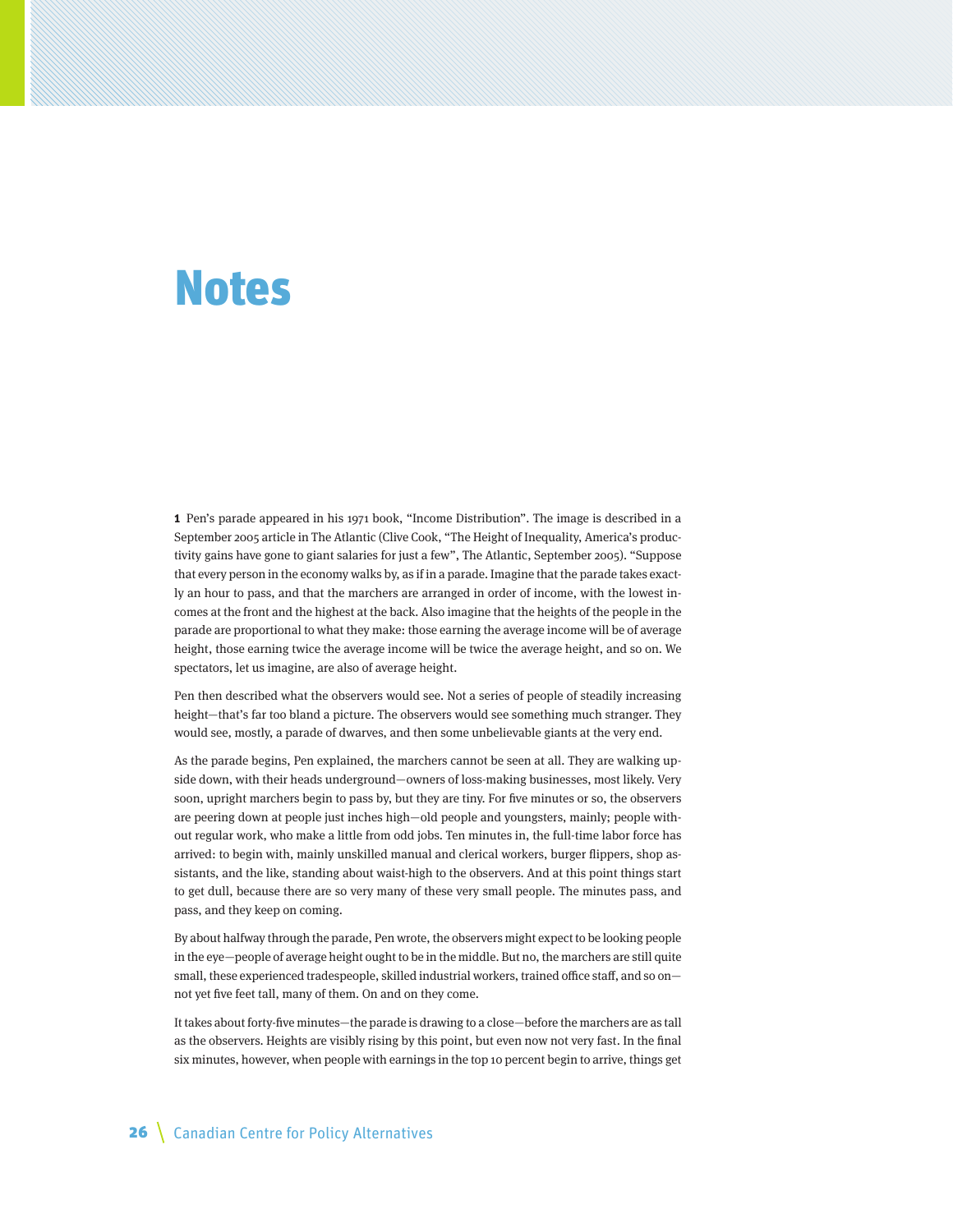# Notes

**1** Pen's parade appeared in his 1971 book, "Income Distribution". The image is described in a September 2005 article in The Atlantic (Clive Cook, "The Height of Inequality, America's productivity gains have gone to giant salaries for just a few", The Atlantic, September 2005). "Suppose that every person in the economy walks by, as if in a parade. Imagine that the parade takes exactly an hour to pass, and that the marchers are arranged in order of income, with the lowest incomes at the front and the highest at the back. Also imagine that the heights of the people in the parade are proportional to what they make: those earning the average income will be of average height, those earning twice the average income will be twice the average height, and so on. We spectators, let us imagine, are also of average height.

Pen then described what the observers would see. Not a series of people of steadily increasing height—that's far too bland a picture. The observers would see something much stranger. They would see, mostly, a parade of dwarves, and then some unbelievable giants at the very end.

As the parade begins, Pen explained, the marchers cannot be seen at all. They are walking upside down, with their heads underground—owners of loss-making businesses, most likely. Very soon, upright marchers begin to pass by, but they are tiny. For five minutes or so, the observers are peering down at people just inches high—old people and youngsters, mainly; people without regular work, who make a little from odd jobs. Ten minutes in, the full-time labor force has arrived: to begin with, mainly unskilled manual and clerical workers, burger flippers, shop assistants, and the like, standing about waist-high to the observers. And at this point things start to get dull, because there are so very many of these very small people. The minutes pass, and pass, and they keep on coming.

By about halfway through the parade, Pen wrote, the observers might expect to be looking people in the eye—people of average height ought to be in the middle. But no, the marchers are still quite small, these experienced tradespeople, skilled industrial workers, trained office staff, and so on—not yet five feet tall, many of them. On and on they come.

It takes about forty-five minutes—the parade is drawing to a close—before the marchers are as tall as the observers. Heights are visibly rising by this point, but even now not very fast. In the final six minutes, however, when people with earnings in the top 10 percent begin to arrive, things get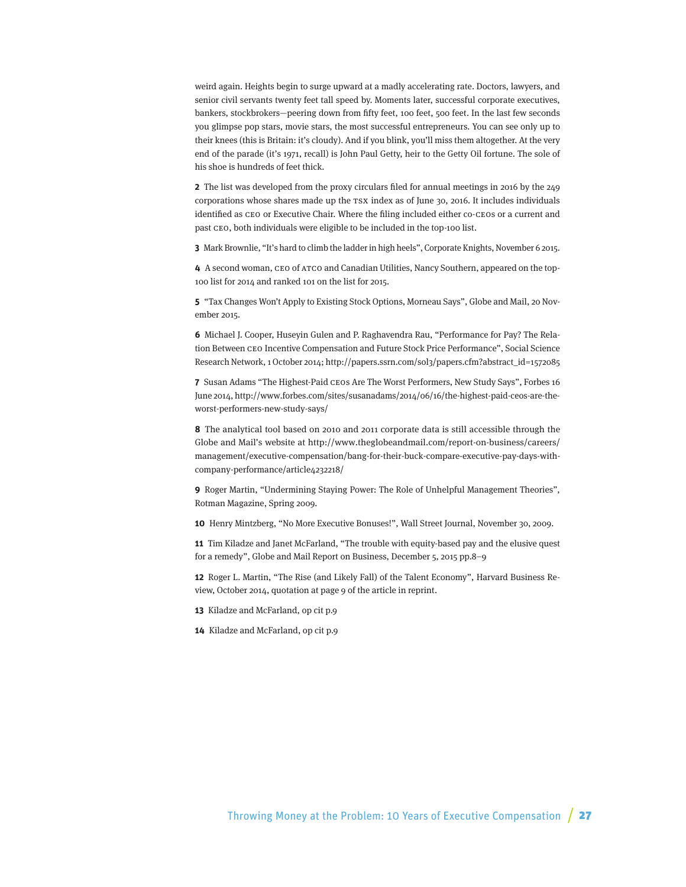weird again. Heights begin to surge upward at a madly accelerating rate. Doctors, lawyers, and senior civil servants twenty feet tall speed by. Moments later, successful corporate executives, bankers, stockbrokers—peering down from fifty feet, 100 feet, 500 feet. In the last few seconds you glimpse pop stars, movie stars, the most successful entrepreneurs. You can see only up to their knees (this is Britain: it's cloudy). And if you blink, you'll miss them altogether. At the very end of the parade (it's 1971, recall) is John Paul Getty, heir to the Getty Oil fortune. The sole of his shoe is hundreds of feet thick.

**2** The list was developed from the proxy circulars filed for annual meetings in 2016 by the 249 corporations whose shares made up the TSX index as of June 30, 2016. It includes individuals identified as CEO or Executive Chair. Where the filing included either co-CEOs or a current and past CEO, both individuals were eligible to be included in the top-100 list.

**3** Mark Brownlie, "It's hard to climb the ladder in high heels", Corporate Knights, November 6 2015.

**4** A second woman, CEO of ATCO and Canadian Utilities, Nancy Southern, appeared on the top-100 list for 2014 and ranked 101 on the list for 2015.

**5** "Tax Changes Won't Apply to Existing Stock Options, Morneau Says", Globe and Mail, 20 November 2015.

**6** Michael J. Cooper, Huseyin Gulen and P. Raghavendra Rau, "Performance for Pay? The Relation Between CEO Incentive Compensation and Future Stock Price Performance", Social Science Research Network, 1 October 2014; http://papers.ssrn.com/sol3/papers.cfm?abstract_id=1572085

**7** Susan Adams "The Highest-Paid CEOs Are The Worst Performers, New Study Says", Forbes 16 June 2014, http://www.forbes.com/sites/susanadams/2014/06/16/the-highest-paid-ceos-are-the-worst-performers-new-study-says/

**8** The analytical tool based on 2010 and 2011 corporate data is still accessible through the Globe and Mail's website at http://www.theglobeandmail.com/report-on-business/careers/management/executive-compensation/bang-for-their-buck-compare-executive-pay-days-with-company-performance/article4232218/

**9** Roger Martin, "Undermining Staying Power: The Role of Unhelpful Management Theories", Rotman Magazine, Spring 2009.

**10** Henry Mintzberg, "No More Executive Bonuses!", Wall Street Journal, November 30, 2009.

**11** Tim Kiladze and Janet McFarland, "The trouble with equity-based pay and the elusive quest for a remedy", Globe and Mail Report on Business, December 5, 2015 pp.8–9

**12** Roger L. Martin, "The Rise (and Likely Fall) of the Talent Economy", Harvard Business Review, October 2014, quotation at page 9 of the article in reprint.

**13** Kiladze and McFarland, op cit p.9

**14** Kiladze and McFarland, op cit p.9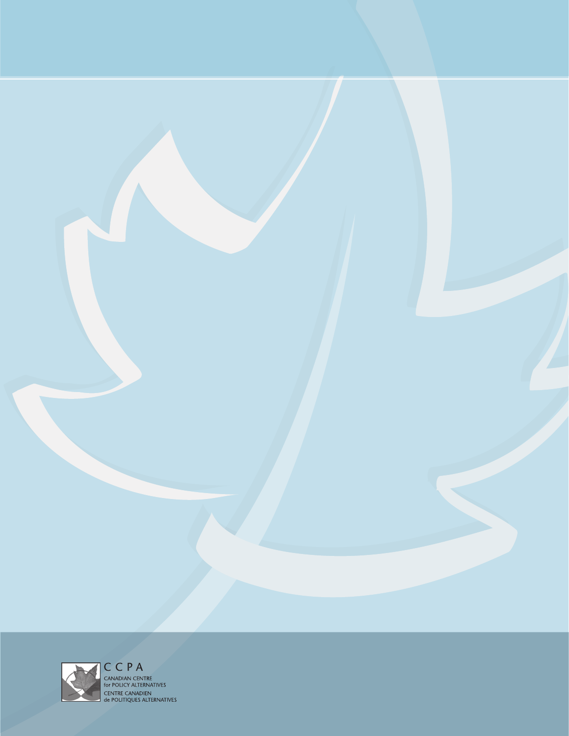CCPA

CANADIAN CENTRE
for POLICY ALTERNATIVES

CENTRE CANADIEN
de POLITIQUES ALTERNATIVES